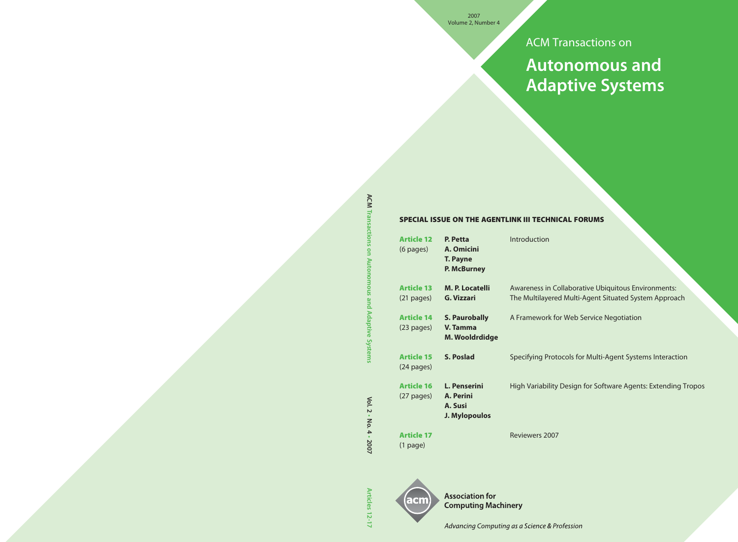2007
Volume 2, Number 4

ACM Transactions on

# Autonomous and Adaptive Systems

## SPECIAL ISSUE ON THE AGENTLINK III TECHNICAL FORUMS

| | | |
|---|---|---|
| **Article 12** (6 pages) | **P. Petta**<br>**A. Omicini**<br>**T. Payne**<br>**P. McBurney** | Introduction |
| **Article 13** (21 pages) | **M. P. Locatelli**<br>**G. Vizzari** | Awareness in Collaborative Ubiquitous Environments: The Multilayered Multi-Agent Situated System Approach |
| **Article 14** (23 pages) | **S. Paurobally**<br>**V. Tamma**<br>**M. Wooldrdidge** | A Framework for Web Service Negotiation |
| **Article 15** (24 pages) | **S. Poslad** | Specifying Protocols for Multi-Agent Systems Interaction |
| **Article 16** (27 pages) | **L. Penserini**<br>**A. Perini**<br>**A. Susi**<br>**J. Mylopoulos** | High Variability Design for Software Agents: Extending Tropos |
| **Article 17** (1 page) | | Reviewers 2007 |

ACM Transactions on Autonomous and Adaptive Systems Vol. 2 • No. 4 • 2007 Articles 12-17

**Association for Computing Machinery**

*Advancing Computing as a Science & Profession*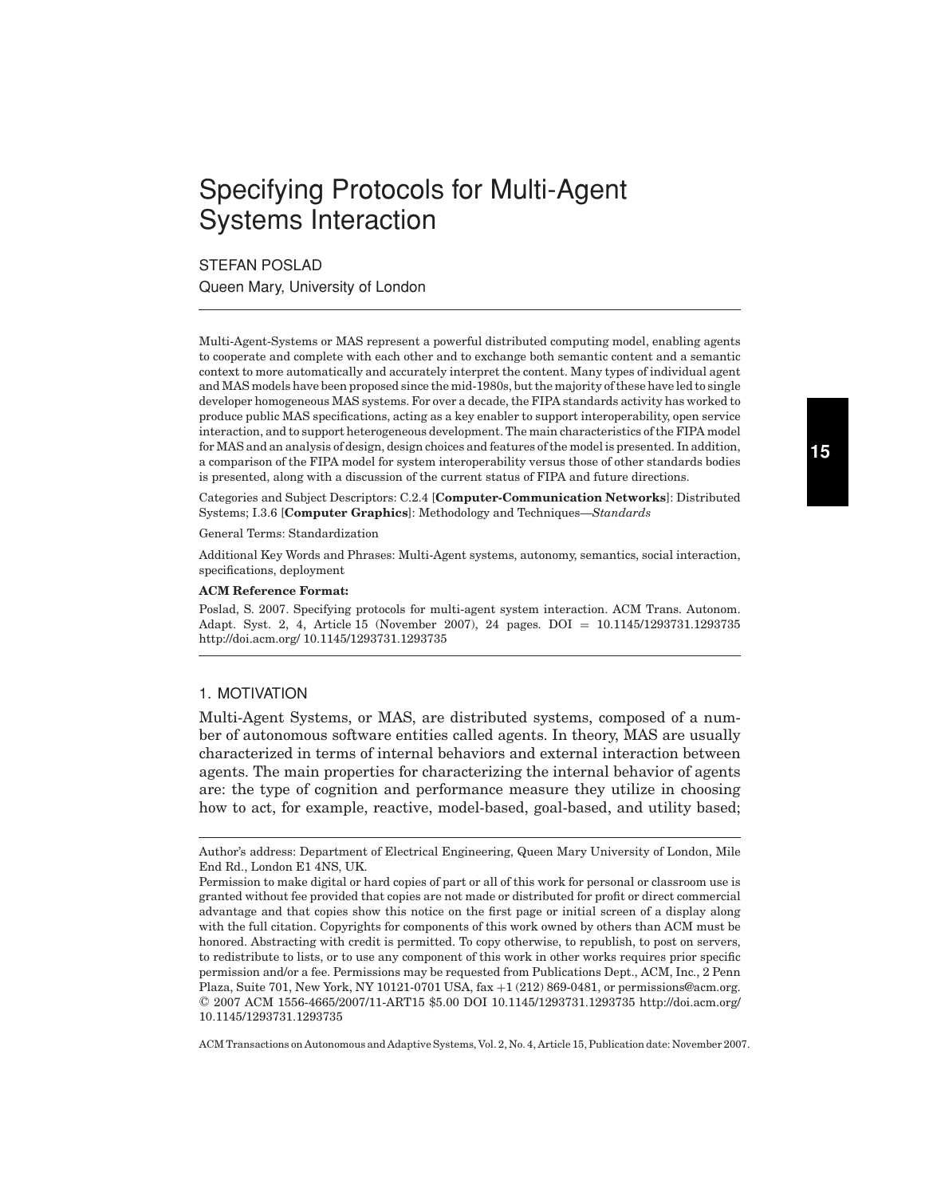# Specifying Protocols for Multi-Agent Systems Interaction

STEFAN POSLAD

Queen Mary, University of London

Multi-Agent-Systems or MAS represent a powerful distributed computing model, enabling agents to cooperate and complete with each other and to exchange both semantic content and a semantic context to more automatically and accurately interpret the content. Many types of individual agent and MAS models have been proposed since the mid-1980s, but the majority of these have led to single developer homogeneous MAS systems. For over a decade, the FIPA standards activity has worked to produce public MAS specifications, acting as a key enabler to support interoperability, open service interaction, and to support heterogeneous development. The main characteristics of the FIPA model for MAS and an analysis of design, design choices and features of the model is presented. In addition, a comparison of the FIPA model for system interoperability versus those of other standards bodies is presented, along with a discussion of the current status of FIPA and future directions.

Categories and Subject Descriptors: C.2.4 [**Computer-Communication Networks**]: Distributed Systems; I.3.6 [**Computer Graphics**]: Methodology and Techniques—*Standards*

General Terms: Standardization

Additional Key Words and Phrases: Multi-Agent systems, autonomy, semantics, social interaction, specifications, deployment

**ACM Reference Format:**

Poslad, S. 2007. Specifying protocols for multi-agent system interaction. ACM Trans. Autonom. Adapt. Syst. 2, 4, Article 15 (November 2007), 24 pages. DOI = 10.1145/1293731.1293735 http://doi.acm.org/ 10.1145/1293731.1293735

## 1. MOTIVATION

Multi-Agent Systems, or MAS, are distributed systems, composed of a number of autonomous software entities called agents. In theory, MAS are usually characterized in terms of internal behaviors and external interaction between agents. The main properties for characterizing the internal behavior of agents are: the type of cognition and performance measure they utilize in choosing how to act, for example, reactive, model-based, goal-based, and utility based;

---

Author's address: Department of Electrical Engineering, Queen Mary University of London, Mile End Rd., London E1 4NS, UK.

Permission to make digital or hard copies of part or all of this work for personal or classroom use is granted without fee provided that copies are not made or distributed for profit or direct commercial advantage and that copies show this notice on the first page or initial screen of a display along with the full citation. Copyrights for components of this work owned by others than ACM must be honored. Abstracting with credit is permitted. To copy otherwise, to republish, to post on servers, to redistribute to lists, or to use any component of this work in other works requires prior specific permission and/or a fee. Permissions may be requested from Publications Dept., ACM, Inc., 2 Penn Plaza, Suite 701, New York, NY 10121-0701 USA, fax +1 (212) 869-0481, or permissions@acm.org. © 2007 ACM 1556-4665/2007/11-ART15 $5.00 DOI 10.1145/1293731.1293735 http://doi.acm.org/ 10.1145/1293731.1293735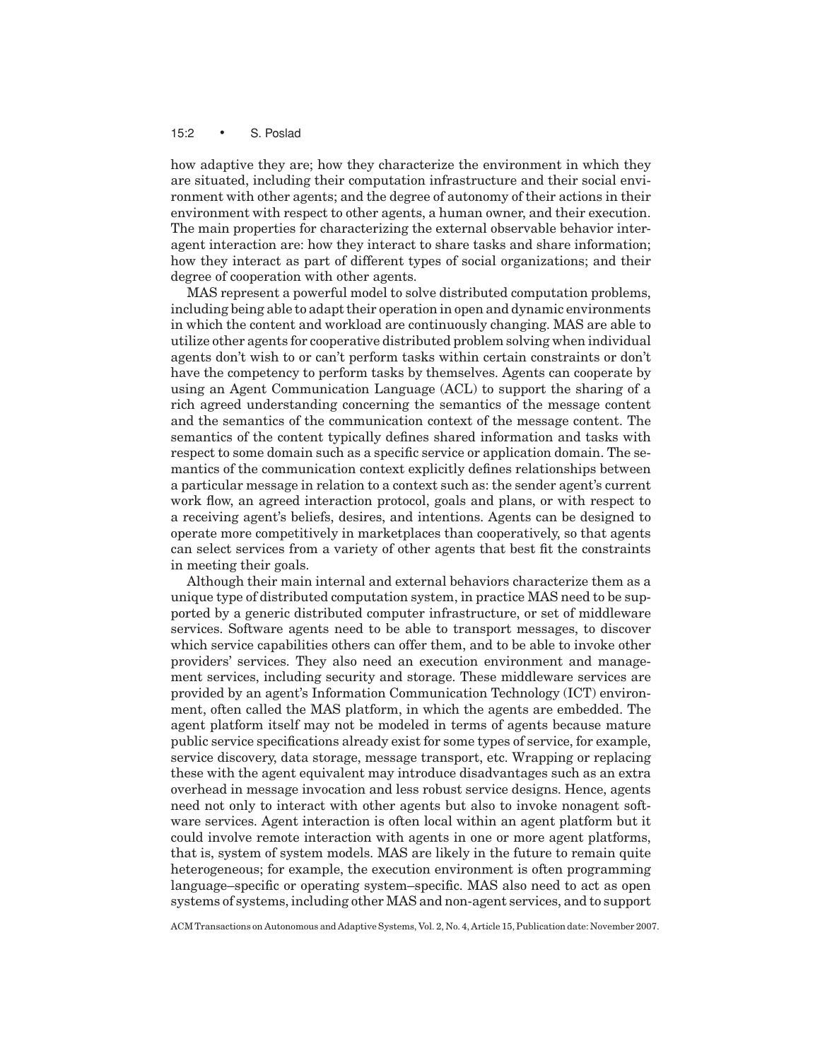how adaptive they are; how they characterize the environment in which they are situated, including their computation infrastructure and their social environment with other agents; and the degree of autonomy of their actions in their environment with respect to other agents, a human owner, and their execution. The main properties for characterizing the external observable behavior interagent interaction are: how they interact to share tasks and share information; how they interact as part of different types of social organizations; and their degree of cooperation with other agents.

MAS represent a powerful model to solve distributed computation problems, including being able to adapt their operation in open and dynamic environments in which the content and workload are continuously changing. MAS are able to utilize other agents for cooperative distributed problem solving when individual agents don't wish to or can't perform tasks within certain constraints or don't have the competency to perform tasks by themselves. Agents can cooperate by using an Agent Communication Language (ACL) to support the sharing of a rich agreed understanding concerning the semantics of the message content and the semantics of the communication context of the message content. The semantics of the content typically defines shared information and tasks with respect to some domain such as a specific service or application domain. The semantics of the communication context explicitly defines relationships between a particular message in relation to a context such as: the sender agent's current work flow, an agreed interaction protocol, goals and plans, or with respect to a receiving agent's beliefs, desires, and intentions. Agents can be designed to operate more competitively in marketplaces than cooperatively, so that agents can select services from a variety of other agents that best fit the constraints in meeting their goals.

Although their main internal and external behaviors characterize them as a unique type of distributed computation system, in practice MAS need to be supported by a generic distributed computer infrastructure, or set of middleware services. Software agents need to be able to transport messages, to discover which service capabilities others can offer them, and to be able to invoke other providers' services. They also need an execution environment and management services, including security and storage. These middleware services are provided by an agent's Information Communication Technology (ICT) environment, often called the MAS platform, in which the agents are embedded. The agent platform itself may not be modeled in terms of agents because mature public service specifications already exist for some types of service, for example, service discovery, data storage, message transport, etc. Wrapping or replacing these with the agent equivalent may introduce disadvantages such as an extra overhead in message invocation and less robust service designs. Hence, agents need not only to interact with other agents but also to invoke nonagent software services. Agent interaction is often local within an agent platform but it could involve remote interaction with agents in one or more agent platforms, that is, system of system models. MAS are likely in the future to remain quite heterogeneous; for example, the execution environment is often programming language–specific or operating system–specific. MAS also need to act as open systems of systems, including other MAS and non-agent services, and to support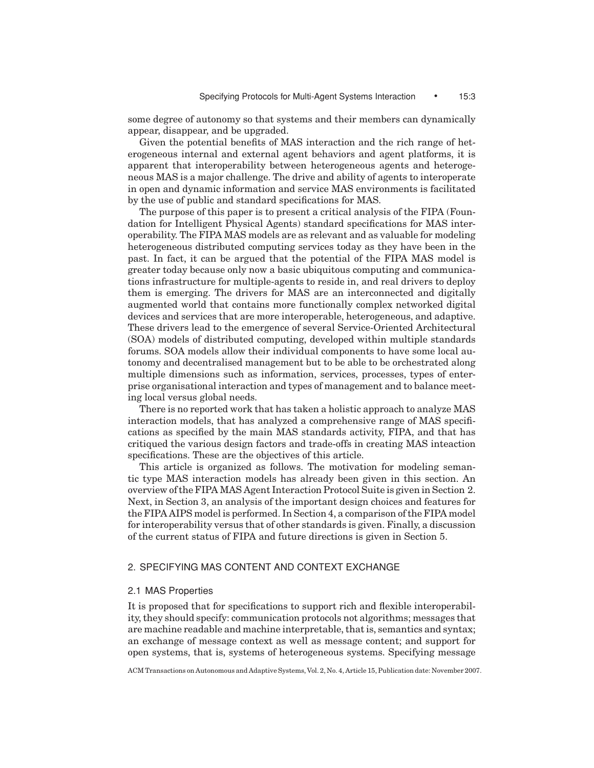some degree of autonomy so that systems and their members can dynamically appear, disappear, and be upgraded.

Given the potential benefits of MAS interaction and the rich range of heterogeneous internal and external agent behaviors and agent platforms, it is apparent that interoperability between heterogeneous agents and heterogeneous MAS is a major challenge. The drive and ability of agents to interoperate in open and dynamic information and service MAS environments is facilitated by the use of public and standard specifications for MAS.

The purpose of this paper is to present a critical analysis of the FIPA (Foundation for Intelligent Physical Agents) standard specifications for MAS interoperability. The FIPA MAS models are as relevant and as valuable for modeling heterogeneous distributed computing services today as they have been in the past. In fact, it can be argued that the potential of the FIPA MAS model is greater today because only now a basic ubiquitous computing and communications infrastructure for multiple-agents to reside in, and real drivers to deploy them is emerging. The drivers for MAS are an interconnected and digitally augmented world that contains more functionally complex networked digital devices and services that are more interoperable, heterogeneous, and adaptive. These drivers lead to the emergence of several Service-Oriented Architectural (SOA) models of distributed computing, developed within multiple standards forums. SOA models allow their individual components to have some local autonomy and decentralised management but to be able to be orchestrated along multiple dimensions such as information, services, processes, types of enterprise organisational interaction and types of management and to balance meeting local versus global needs.

There is no reported work that has taken a holistic approach to analyze MAS interaction models, that has analyzed a comprehensive range of MAS specifications as specified by the main MAS standards activity, FIPA, and that has critiqued the various design factors and trade-offs in creating MAS inteaction specifications. These are the objectives of this article.

This article is organized as follows. The motivation for modeling semantic type MAS interaction models has already been given in this section. An overview of the FIPA MAS Agent Interaction Protocol Suite is given in Section 2. Next, in Section 3, an analysis of the important design choices and features for the FIPA AIPS model is performed. In Section 4, a comparison of the FIPA model for interoperability versus that of other standards is given. Finally, a discussion of the current status of FIPA and future directions is given in Section 5.

## 2. SPECIFYING MAS CONTENT AND CONTEXT EXCHANGE

### 2.1 MAS Properties

It is proposed that for specifications to support rich and flexible interoperability, they should specify: communication protocols not algorithms; messages that are machine readable and machine interpretable, that is, semantics and syntax; an exchange of message context as well as message content; and support for open systems, that is, systems of heterogeneous systems. Specifying message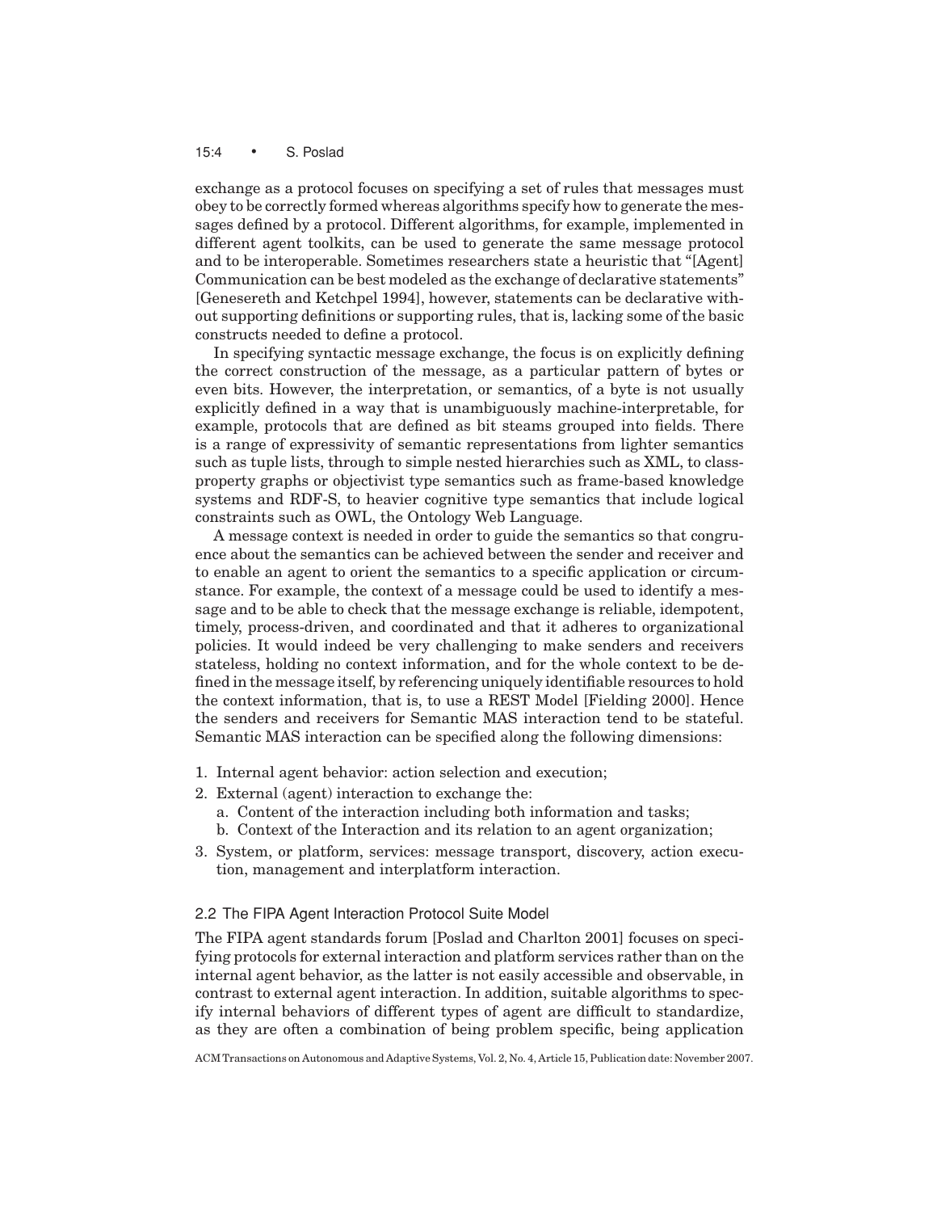exchange as a protocol focuses on specifying a set of rules that messages must obey to be correctly formed whereas algorithms specify how to generate the messages defined by a protocol. Different algorithms, for example, implemented in different agent toolkits, can be used to generate the same message protocol and to be interoperable. Sometimes researchers state a heuristic that "[Agent] Communication can be best modeled as the exchange of declarative statements" [Genesereth and Ketchpel 1994], however, statements can be declarative without supporting definitions or supporting rules, that is, lacking some of the basic constructs needed to define a protocol.

In specifying syntactic message exchange, the focus is on explicitly defining the correct construction of the message, as a particular pattern of bytes or even bits. However, the interpretation, or semantics, of a byte is not usually explicitly defined in a way that is unambiguously machine-interpretable, for example, protocols that are defined as bit steams grouped into fields. There is a range of expressivity of semantic representations from lighter semantics such as tuple lists, through to simple nested hierarchies such as XML, to class-property graphs or objectivist type semantics such as frame-based knowledge systems and RDF-S, to heavier cognitive type semantics that include logical constraints such as OWL, the Ontology Web Language.

A message context is needed in order to guide the semantics so that congruence about the semantics can be achieved between the sender and receiver and to enable an agent to orient the semantics to a specific application or circumstance. For example, the context of a message could be used to identify a message and to be able to check that the message exchange is reliable, idempotent, timely, process-driven, and coordinated and that it adheres to organizational policies. It would indeed be very challenging to make senders and receivers stateless, holding no context information, and for the whole context to be defined in the message itself, by referencing uniquely identifiable resources to hold the context information, that is, to use a REST Model [Fielding 2000]. Hence the senders and receivers for Semantic MAS interaction tend to be stateful. Semantic MAS interaction can be specified along the following dimensions:

1. Internal agent behavior: action selection and execution;
2. External (agent) interaction to exchange the:
   a. Content of the interaction including both information and tasks;
   b. Context of the Interaction and its relation to an agent organization;
3. System, or platform, services: message transport, discovery, action execution, management and interplatform interaction.

### 2.2 The FIPA Agent Interaction Protocol Suite Model

The FIPA agent standards forum [Poslad and Charlton 2001] focuses on specifying protocols for external interaction and platform services rather than on the internal agent behavior, as the latter is not easily accessible and observable, in contrast to external agent interaction. In addition, suitable algorithms to specify internal behaviors of different types of agent are difficult to standardize, as they are often a combination of being problem specific, being application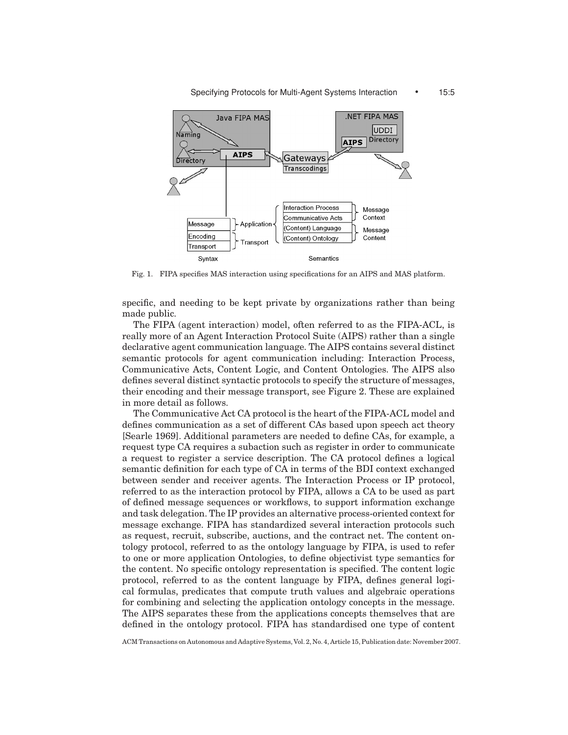Java FIPA MAS

Naming

Directory

AIPS

Gateways

Transcodings

.NET FIPA MAS

UDDI

Directory

AIPS

Message

Encoding

Transport

Application

Transport

Interaction Process

Communicative Acts

(Content) Language

(Content) Ontology

Message Context

Message Content

Syntax

Semantics

Fig. 1. FIPA specifies MAS interaction using specifications for an AIPS and MAS platform.

specific, and needing to be kept private by organizations rather than being made public.

The FIPA (agent interaction) model, often referred to as the FIPA-ACL, is really more of an Agent Interaction Protocol Suite (AIPS) rather than a single declarative agent communication language. The AIPS contains several distinct semantic protocols for agent communication including: Interaction Process, Communicative Acts, Content Logic, and Content Ontologies. The AIPS also defines several distinct syntactic protocols to specify the structure of messages, their encoding and their message transport, see Figure 2. These are explained in more detail as follows.

The Communicative Act CA protocol is the heart of the FIPA-ACL model and defines communication as a set of different CAs based upon speech act theory [Searle 1969]. Additional parameters are needed to define CAs, for example, a request type CA requires a subaction such as register in order to communicate a request to register a service description. The CA protocol defines a logical semantic definition for each type of CA in terms of the BDI context exchanged between sender and receiver agents. The Interaction Process or IP protocol, referred to as the interaction protocol by FIPA, allows a CA to be used as part of defined message sequences or workflows, to support information exchange and task delegation. The IP provides an alternative process-oriented context for message exchange. FIPA has standardized several interaction protocols such as request, recruit, subscribe, auctions, and the contract net. The content ontology protocol, referred to as the ontology language by FIPA, is used to refer to one or more application Ontologies, to define objectivist type semantics for the content. No specific ontology representation is specified. The content logic protocol, referred to as the content language by FIPA, defines general logical formulas, predicates that compute truth values and algebraic operations for combining and selecting the application ontology concepts in the message. The AIPS separates these from the applications concepts themselves that are defined in the ontology protocol. FIPA has standardised one type of content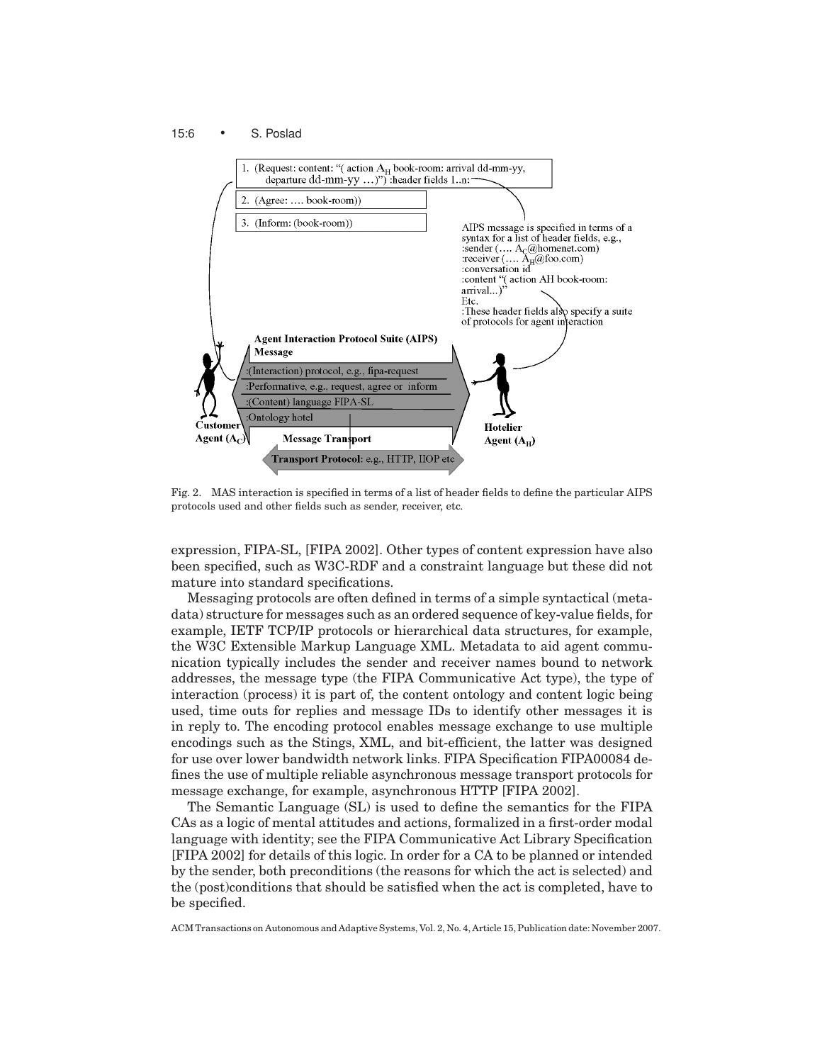Fig. 2. MAS interaction is specified in terms of a list of header fields to define the particular AIPS protocols used and other fields such as sender, receiver, etc.

expression, FIPA-SL, [FIPA 2002]. Other types of content expression have also been specified, such as W3C-RDF and a constraint language but these did not mature into standard specifications.

Messaging protocols are often defined in terms of a simple syntactical (metadata) structure for messages such as an ordered sequence of key-value fields, for example, IETF TCP/IP protocols or hierarchical data structures, for example, the W3C Extensible Markup Language XML. Metadata to aid agent communication typically includes the sender and receiver names bound to network addresses, the message type (the FIPA Communicative Act type), the type of interaction (process) it is part of, the content ontology and content logic being used, time outs for replies and message IDs to identify other messages it is in reply to. The encoding protocol enables message exchange to use multiple encodings such as the Stings, XML, and bit-efficient, the latter was designed for use over lower bandwidth network links. FIPA Specification FIPA00084 defines the use of multiple reliable asynchronous message transport protocols for message exchange, for example, asynchronous HTTP [FIPA 2002].

The Semantic Language (SL) is used to define the semantics for the FIPA CAs as a logic of mental attitudes and actions, formalized in a first-order modal language with identity; see the FIPA Communicative Act Library Specification [FIPA 2002] for details of this logic. In order for a CA to be planned or intended by the sender, both preconditions (the reasons for which the act is selected) and the (post)conditions that should be satisfied when the act is completed, have to be specified.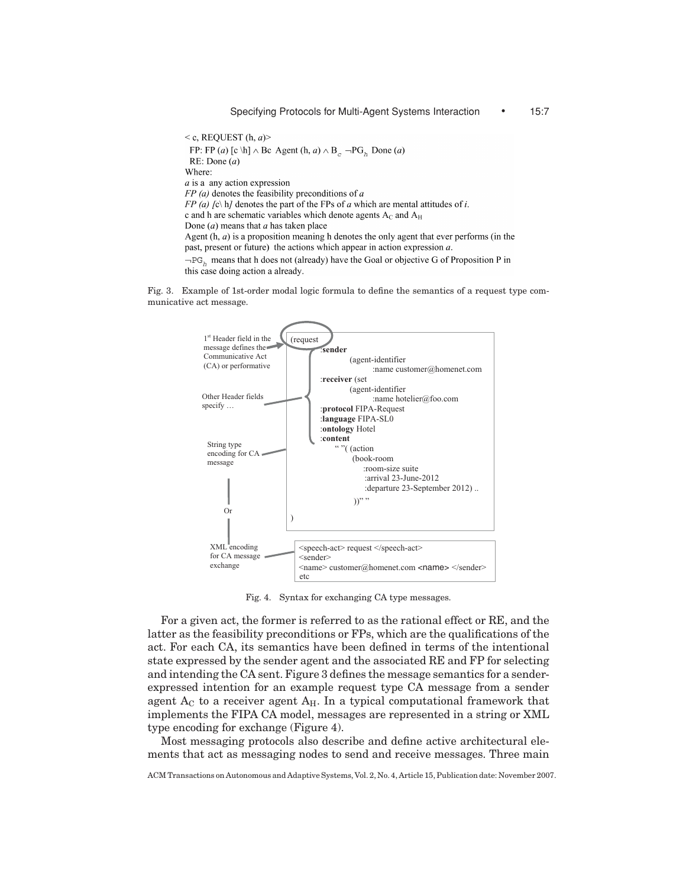< c, REQUEST (h, *a*)>

FP: FP (*a*) [c \h] $\wedge$ Bc Agent (h, *a*) $\wedge$ $B_c$ $\neg PG_h$ Done (*a*)

RE: Done (*a*)

Where:

*a* is a any action expression

*FP (a)* denotes the feasibility preconditions of *a*

*FP (a) [c\ h]* denotes the part of the FPs of *a* which are mental attitudes of *i*.

c and h are schematic variables which denote agents $A_C$ and $A_H$

Done (*a*) means that *a* has taken place

Agent (h, *a*) is a proposition meaning h denotes the only agent that ever performs (in the past, present or future) the actions which appear in action expression *a*.

$\neg PG_h$ means that h does not (already) have the Goal or objective G of Proposition P in this case doing action a already.

Fig. 3. Example of 1st-order modal logic formula to define the semantics of a request type communicative act message.

1st Header field in the message defines the Communicative Act (CA) or performative

Other Header fields specify …

String type encoding for CA message

```
(request
  :sender
        (agent-identifier
              :name customer@homenet.com
  :receiver (set
        (agent-identifier
              :name hotelier@foo.com
  :protocol FIPA-Request
  :language FIPA-SL0
  :ontology Hotel
  :content
      " "( (action
          (book-room
              :room-size suite
              :arrival 23-June-2012
              :departure 23-September 2012) ..
        ))" "
)
```

Or

XML encoding for CA message exchange

```
<speech-act> request </speech-act>
<sender>
<name> customer@homenet.com <name> </sender>
etc
```

Fig. 4. Syntax for exchanging CA type messages.

For a given act, the former is referred to as the rational effect or RE, and the latter as the feasibility preconditions or FPs, which are the qualifications of the act. For each CA, its semantics have been defined in terms of the intentional state expressed by the sender agent and the associated RE and FP for selecting and intending the CA sent. Figure 3 defines the message semantics for a sender-expressed intention for an example request type CA message from a sender agent $A_C$ to a receiver agent $A_H$. In a typical computational framework that implements the FIPA CA model, messages are represented in a string or XML type encoding for exchange (Figure 4).

Most messaging protocols also describe and define active architectural elements that act as messaging nodes to send and receive messages. Three main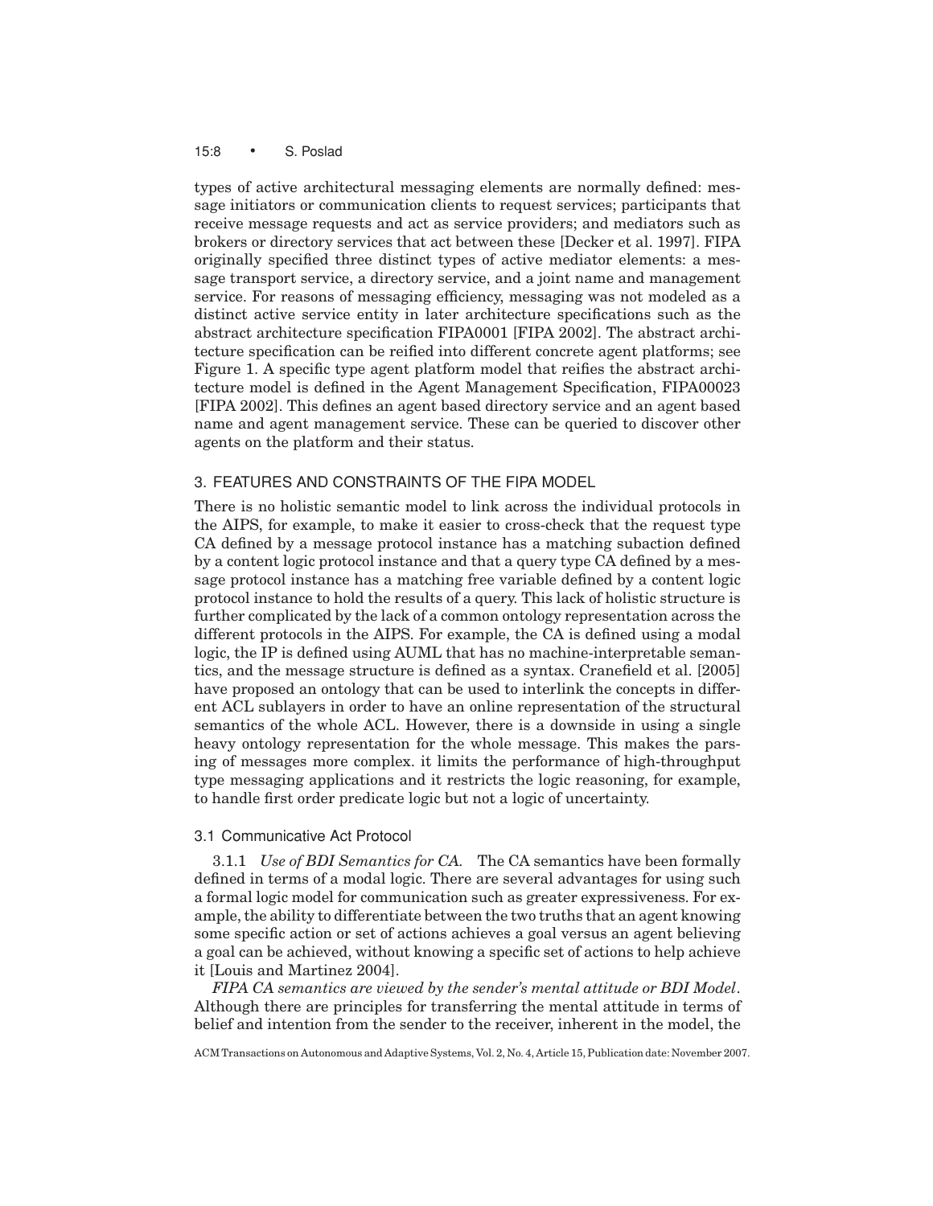types of active architectural messaging elements are normally defined: message initiators or communication clients to request services; participants that receive message requests and act as service providers; and mediators such as brokers or directory services that act between these [Decker et al. 1997]. FIPA originally specified three distinct types of active mediator elements: a message transport service, a directory service, and a joint name and management service. For reasons of messaging efficiency, messaging was not modeled as a distinct active service entity in later architecture specifications such as the abstract architecture specification FIPA0001 [FIPA 2002]. The abstract architecture specification can be reified into different concrete agent platforms; see Figure 1. A specific type agent platform model that reifies the abstract architecture model is defined in the Agent Management Specification, FIPA00023 [FIPA 2002]. This defines an agent based directory service and an agent based name and agent management service. These can be queried to discover other agents on the platform and their status.

## 3. FEATURES AND CONSTRAINTS OF THE FIPA MODEL

There is no holistic semantic model to link across the individual protocols in the AIPS, for example, to make it easier to cross-check that the request type CA defined by a message protocol instance has a matching subaction defined by a content logic protocol instance and that a query type CA defined by a message protocol instance has a matching free variable defined by a content logic protocol instance to hold the results of a query. This lack of holistic structure is further complicated by the lack of a common ontology representation across the different protocols in the AIPS. For example, the CA is defined using a modal logic, the IP is defined using AUML that has no machine-interpretable semantics, and the message structure is defined as a syntax. Cranefield et al. [2005] have proposed an ontology that can be used to interlink the concepts in different ACL sublayers in order to have an online representation of the structural semantics of the whole ACL. However, there is a downside in using a single heavy ontology representation for the whole message. This makes the parsing of messages more complex. it limits the performance of high-throughput type messaging applications and it restricts the logic reasoning, for example, to handle first order predicate logic but not a logic of uncertainty.

### 3.1 Communicative Act Protocol

3.1.1 *Use of BDI Semantics for CA.* The CA semantics have been formally defined in terms of a modal logic. There are several advantages for using such a formal logic model for communication such as greater expressiveness. For example, the ability to differentiate between the two truths that an agent knowing some specific action or set of actions achieves a goal versus an agent believing a goal can be achieved, without knowing a specific set of actions to help achieve it [Louis and Martinez 2004].

*FIPA CA semantics are viewed by the sender's mental attitude or BDI Model*. Although there are principles for transferring the mental attitude in terms of belief and intention from the sender to the receiver, inherent in the model, the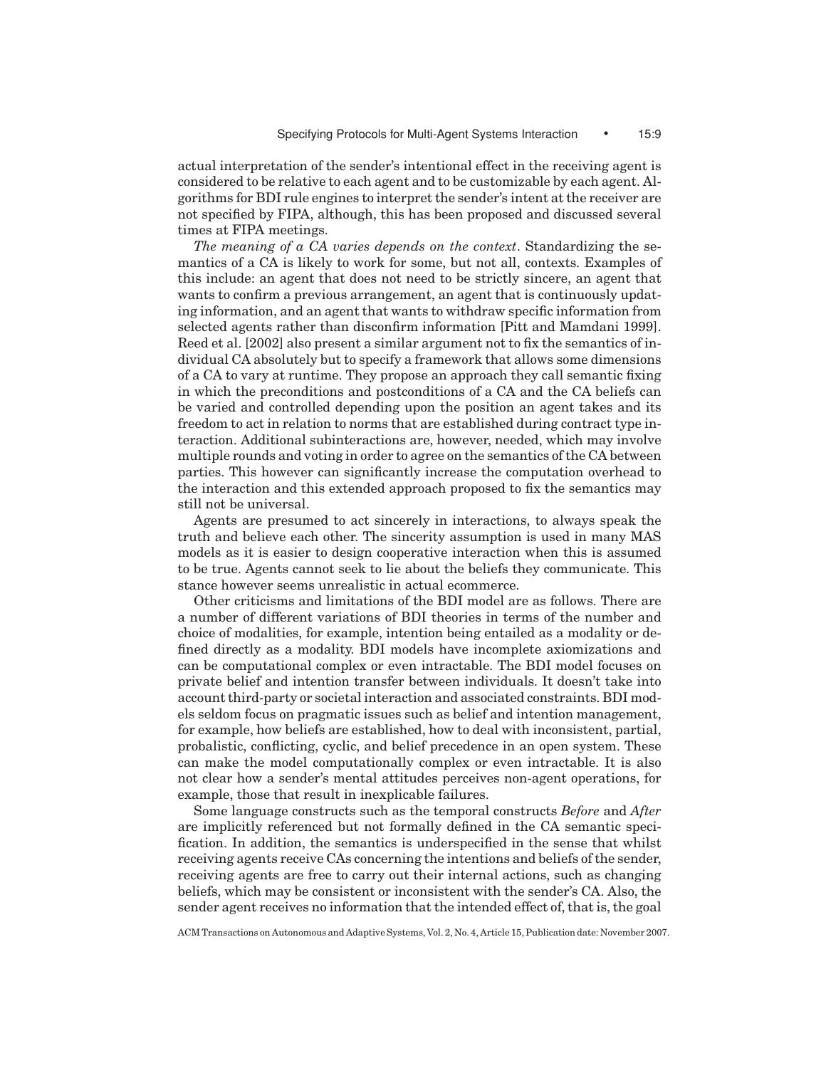actual interpretation of the sender's intentional effect in the receiving agent is considered to be relative to each agent and to be customizable by each agent. Algorithms for BDI rule engines to interpret the sender's intent at the receiver are not specified by FIPA, although, this has been proposed and discussed several times at FIPA meetings.

*The meaning of a CA varies depends on the context*. Standardizing the semantics of a CA is likely to work for some, but not all, contexts. Examples of this include: an agent that does not need to be strictly sincere, an agent that wants to confirm a previous arrangement, an agent that is continuously updating information, and an agent that wants to withdraw specific information from selected agents rather than disconfirm information [Pitt and Mamdani 1999]. Reed et al. [2002] also present a similar argument not to fix the semantics of individual CA absolutely but to specify a framework that allows some dimensions of a CA to vary at runtime. They propose an approach they call semantic fixing in which the preconditions and postconditions of a CA and the CA beliefs can be varied and controlled depending upon the position an agent takes and its freedom to act in relation to norms that are established during contract type interaction. Additional subinteractions are, however, needed, which may involve multiple rounds and voting in order to agree on the semantics of the CA between parties. This however can significantly increase the computation overhead to the interaction and this extended approach proposed to fix the semantics may still not be universal.

Agents are presumed to act sincerely in interactions, to always speak the truth and believe each other. The sincerity assumption is used in many MAS models as it is easier to design cooperative interaction when this is assumed to be true. Agents cannot seek to lie about the beliefs they communicate. This stance however seems unrealistic in actual ecommerce.

Other criticisms and limitations of the BDI model are as follows. There are a number of different variations of BDI theories in terms of the number and choice of modalities, for example, intention being entailed as a modality or defined directly as a modality. BDI models have incomplete axiomizations and can be computational complex or even intractable. The BDI model focuses on private belief and intention transfer between individuals. It doesn't take into account third-party or societal interaction and associated constraints. BDI models seldom focus on pragmatic issues such as belief and intention management, for example, how beliefs are established, how to deal with inconsistent, partial, probalistic, conflicting, cyclic, and belief precedence in an open system. These can make the model computationally complex or even intractable. It is also not clear how a sender's mental attitudes perceives non-agent operations, for example, those that result in inexplicable failures.

Some language constructs such as the temporal constructs *Before* and *After* are implicitly referenced but not formally defined in the CA semantic specification. In addition, the semantics is underspecified in the sense that whilst receiving agents receive CAs concerning the intentions and beliefs of the sender, receiving agents are free to carry out their internal actions, such as changing beliefs, which may be consistent or inconsistent with the sender's CA. Also, the sender agent receives no information that the intended effect of, that is, the goal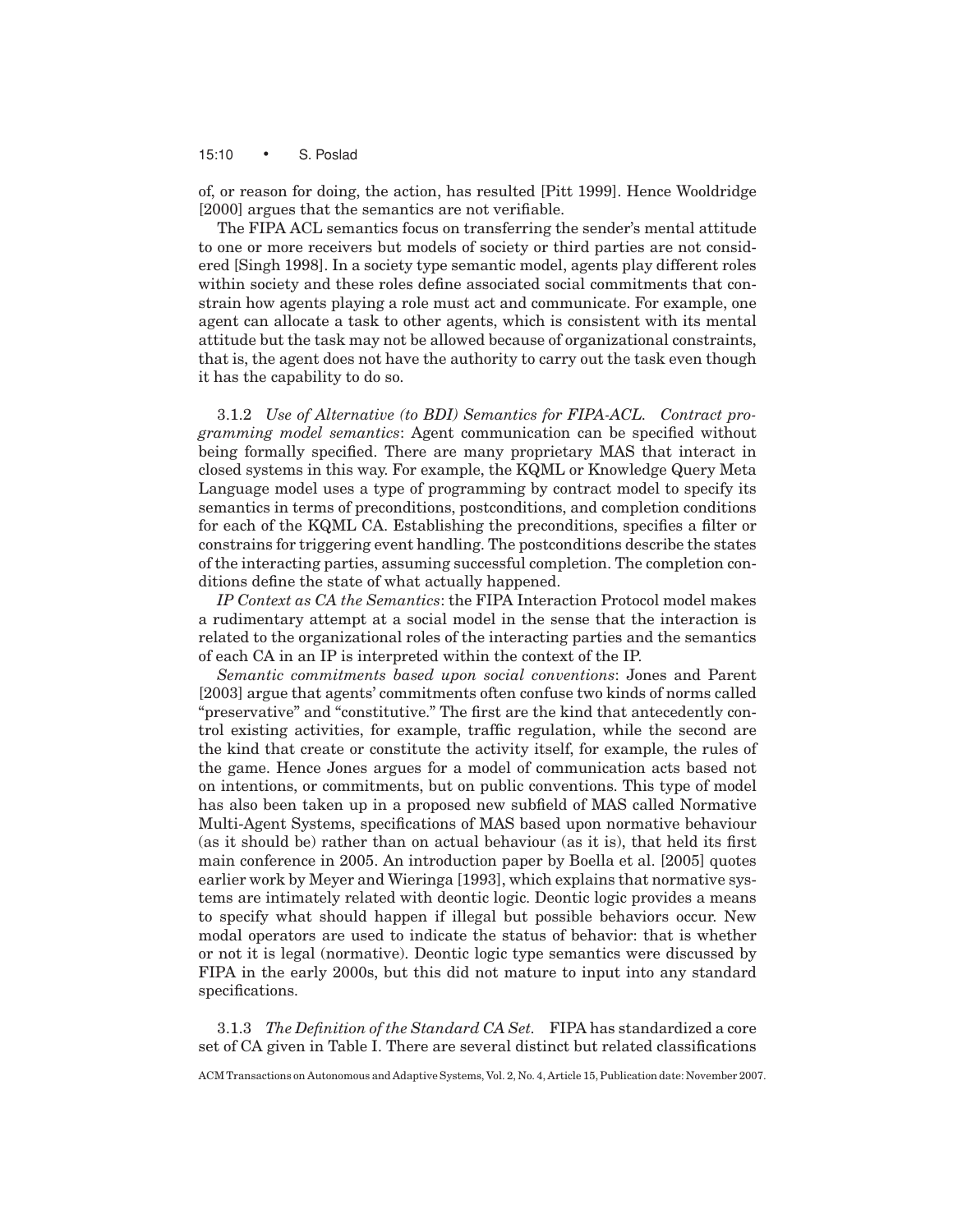of, or reason for doing, the action, has resulted [Pitt 1999]. Hence Wooldridge [2000] argues that the semantics are not verifiable.

The FIPA ACL semantics focus on transferring the sender's mental attitude to one or more receivers but models of society or third parties are not considered [Singh 1998]. In a society type semantic model, agents play different roles within society and these roles define associated social commitments that constrain how agents playing a role must act and communicate. For example, one agent can allocate a task to other agents, which is consistent with its mental attitude but the task may not be allowed because of organizational constraints, that is, the agent does not have the authority to carry out the task even though it has the capability to do so.

3.1.2 *Use of Alternative (to BDI) Semantics for FIPA-ACL.* *Contract programming model semantics*: Agent communication can be specified without being formally specified. There are many proprietary MAS that interact in closed systems in this way. For example, the KQML or Knowledge Query Meta Language model uses a type of programming by contract model to specify its semantics in terms of preconditions, postconditions, and completion conditions for each of the KQML CA. Establishing the preconditions, specifies a filter or constrains for triggering event handling. The postconditions describe the states of the interacting parties, assuming successful completion. The completion conditions define the state of what actually happened.

*IP Context as CA the Semantics*: the FIPA Interaction Protocol model makes a rudimentary attempt at a social model in the sense that the interaction is related to the organizational roles of the interacting parties and the semantics of each CA in an IP is interpreted within the context of the IP.

*Semantic commitments based upon social conventions*: Jones and Parent [2003] argue that agents' commitments often confuse two kinds of norms called "preservative" and "constitutive." The first are the kind that antecedently control existing activities, for example, traffic regulation, while the second are the kind that create or constitute the activity itself, for example, the rules of the game. Hence Jones argues for a model of communication acts based not on intentions, or commitments, but on public conventions. This type of model has also been taken up in a proposed new subfield of MAS called Normative Multi-Agent Systems, specifications of MAS based upon normative behaviour (as it should be) rather than on actual behaviour (as it is), that held its first main conference in 2005. An introduction paper by Boella et al. [2005] quotes earlier work by Meyer and Wieringa [1993], which explains that normative systems are intimately related with deontic logic. Deontic logic provides a means to specify what should happen if illegal but possible behaviors occur. New modal operators are used to indicate the status of behavior: that is whether or not it is legal (normative). Deontic logic type semantics were discussed by FIPA in the early 2000s, but this did not mature to input into any standard specifications.

3.1.3 *The Definition of the Standard CA Set.* FIPA has standardized a core set of CA given in Table I. There are several distinct but related classifications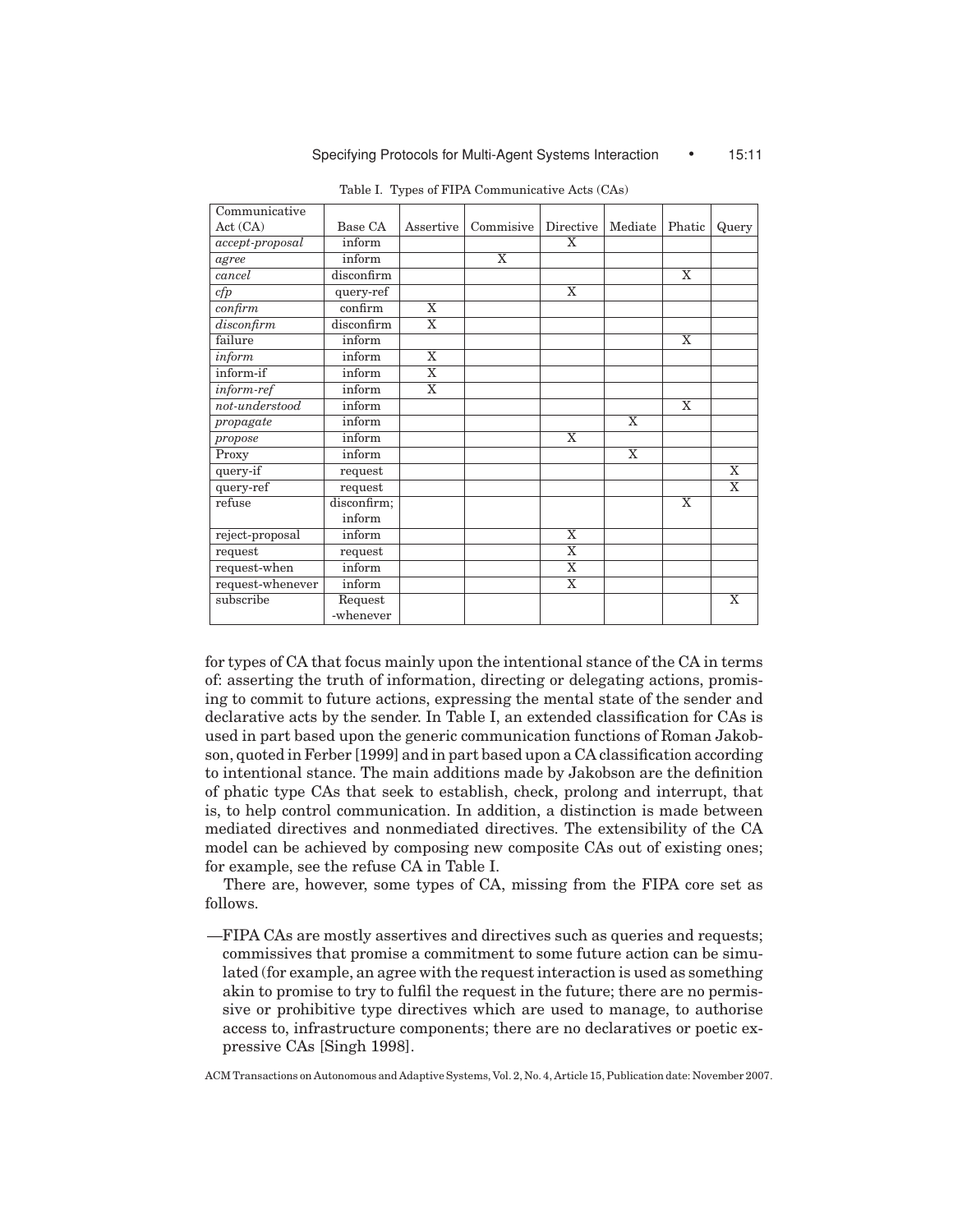Table I. Types of FIPA Communicative Acts (CAs)

| Communicative Act (CA) | Base CA | Assertive | Commisive | Directive | Mediate | Phatic | Query |
|---|---|---|---|---|---|---|---|
| *accept-proposal* | inform | | | X | | | |
| *agree* | inform | | X | | | | |
| *cancel* | disconfirm | | | | | X | |
| *cfp* | query-ref | | | X | | | |
| *confirm* | confirm | X | | | | | |
| *disconfirm* | disconfirm | X | | | | | |
| failure | inform | | | | | X | |
| *inform* | inform | X | | | | | |
| inform-if | inform | X | | | | | |
| *inform-ref* | inform | X | | | | | |
| *not-understood* | inform | | | | | X | |
| *propagate* | inform | | | | X | | |
| *propose* | inform | | | X | | | |
| Proxy | inform | | | | X | | |
| query-if | request | | | | | | X |
| query-ref | request | | | | | | X |
| refuse | disconfirm; inform | | | | | X | |
| reject-proposal | inform | | | X | | | |
| request | request | | | X | | | |
| request-when | inform | | | X | | | |
| request-whenever | inform | | | X | | | |
| subscribe | Request -whenever | | | | | | X |

for types of CA that focus mainly upon the intentional stance of the CA in terms of: asserting the truth of information, directing or delegating actions, promising to commit to future actions, expressing the mental state of the sender and declarative acts by the sender. In Table I, an extended classification for CAs is used in part based upon the generic communication functions of Roman Jakobson, quoted in Ferber [1999] and in part based upon a CA classification according to intentional stance. The main additions made by Jakobson are the definition of phatic type CAs that seek to establish, check, prolong and interrupt, that is, to help control communication. In addition, a distinction is made between mediated directives and nonmediated directives. The extensibility of the CA model can be achieved by composing new composite CAs out of existing ones; for example, see the refuse CA in Table I.

There are, however, some types of CA, missing from the FIPA core set as follows.

—FIPA CAs are mostly assertives and directives such as queries and requests; commissives that promise a commitment to some future action can be simulated (for example, an agree with the request interaction is used as something akin to promise to try to fulfil the request in the future; there are no permissive or prohibitive type directives which are used to manage, to authorise access to, infrastructure components; there are no declaratives or poetic expressive CAs [Singh 1998].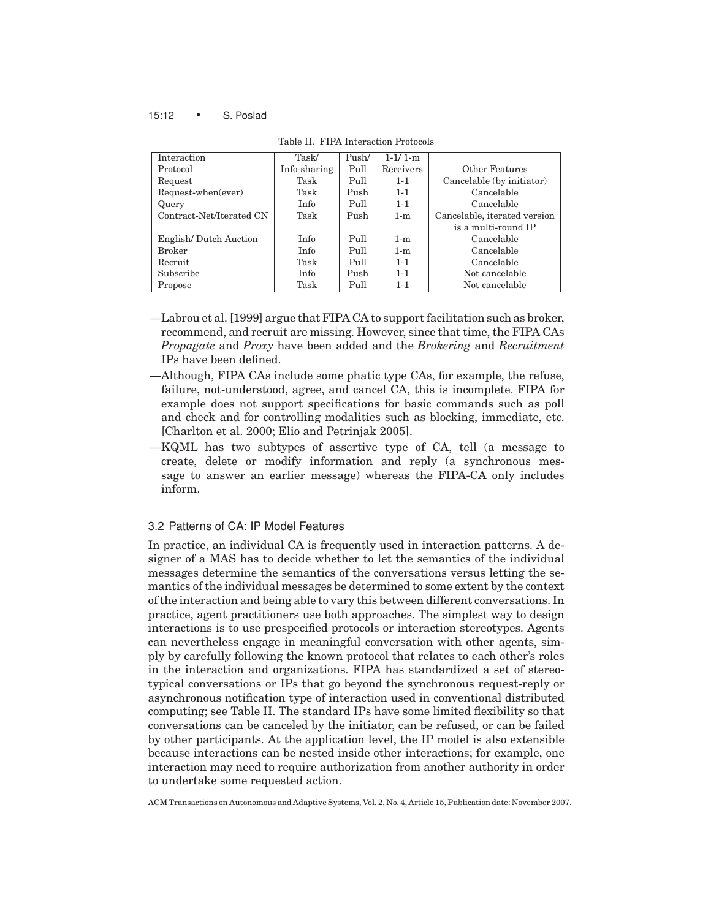Table II. FIPA Interaction Protocols

| Interaction Protocol | Task/ Info-sharing | Push/ Pull | 1-1/ 1-m Receivers | Other Features |
|---|---|---|---|---|
| Request | Task | Pull | 1-1 | Cancelable (by initiator) |
| Request-when(ever) | Task | Push | 1-1 | Cancelable |
| Query | Info | Pull | 1-1 | Cancelable |
| Contract-Net/Iterated CN | Task | Push | 1-m | Cancelable, iterated version is a multi-round IP |
| English/ Dutch Auction | Info | Pull | 1-m | Cancelable |
| Broker | Info | Pull | 1-m | Cancelable |
| Recruit | Task | Pull | 1-1 | Cancelable |
| Subscribe | Info | Push | 1-1 | Not cancelable |
| Propose | Task | Pull | 1-1 | Not cancelable |

—Labrou et al. [1999] argue that FIPA CA to support facilitation such as broker, recommend, and recruit are missing. However, since that time, the FIPA CAs *Propagate* and *Proxy* have been added and the *Brokering* and *Recruitment* IPs have been defined.

—Although, FIPA CAs include some phatic type CAs, for example, the refuse, failure, not-understood, agree, and cancel CA, this is incomplete. FIPA for example does not support specifications for basic commands such as poll and check and for controlling modalities such as blocking, immediate, etc. [Charlton et al. 2000; Elio and Petrinjak 2005].

—KQML has two subtypes of assertive type of CA, tell (a message to create, delete or modify information and reply (a synchronous message to answer an earlier message) whereas the FIPA-CA only includes inform.

### 3.2 Patterns of CA: IP Model Features

In practice, an individual CA is frequently used in interaction patterns. A designer of a MAS has to decide whether to let the semantics of the individual messages determine the semantics of the conversations versus letting the semantics of the individual messages be determined to some extent by the context of the interaction and being able to vary this between different conversations. In practice, agent practitioners use both approaches. The simplest way to design interactions is to use prespecified protocols or interaction stereotypes. Agents can nevertheless engage in meaningful conversation with other agents, simply by carefully following the known protocol that relates to each other's roles in the interaction and organizations. FIPA has standardized a set of stereotypical conversations or IPs that go beyond the synchronous request-reply or asynchronous notification type of interaction used in conventional distributed computing; see Table II. The standard IPs have some limited flexibility so that conversations can be canceled by the initiator, can be refused, or can be failed by other participants. At the application level, the IP model is also extensible because interactions can be nested inside other interactions; for example, one interaction may need to require authorization from another authority in order to undertake some requested action.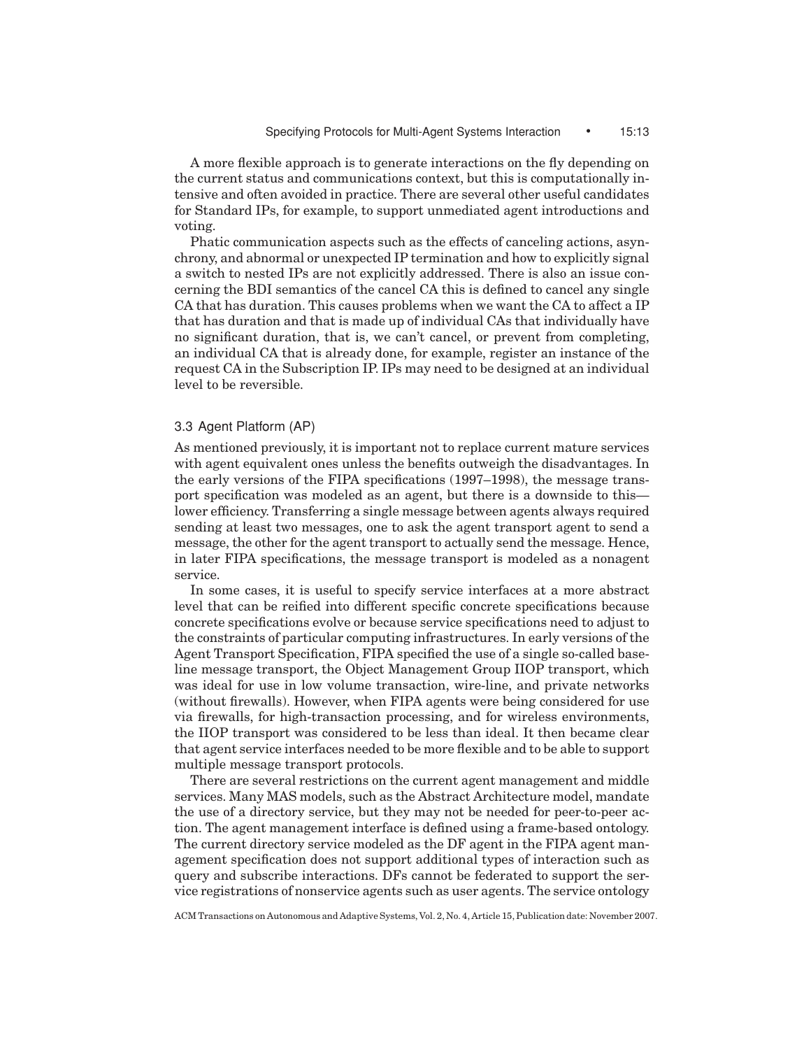A more flexible approach is to generate interactions on the fly depending on the current status and communications context, but this is computationally intensive and often avoided in practice. There are several other useful candidates for Standard IPs, for example, to support unmediated agent introductions and voting.

Phatic communication aspects such as the effects of canceling actions, asynchrony, and abnormal or unexpected IP termination and how to explicitly signal a switch to nested IPs are not explicitly addressed. There is also an issue concerning the BDI semantics of the cancel CA this is defined to cancel any single CA that has duration. This causes problems when we want the CA to affect a IP that has duration and that is made up of individual CAs that individually have no significant duration, that is, we can't cancel, or prevent from completing, an individual CA that is already done, for example, register an instance of the request CA in the Subscription IP. IPs may need to be designed at an individual level to be reversible.

### 3.3 Agent Platform (AP)

As mentioned previously, it is important not to replace current mature services with agent equivalent ones unless the benefits outweigh the disadvantages. In the early versions of the FIPA specifications (1997–1998), the message transport specification was modeled as an agent, but there is a downside to this—lower efficiency. Transferring a single message between agents always required sending at least two messages, one to ask the agent transport agent to send a message, the other for the agent transport to actually send the message. Hence, in later FIPA specifications, the message transport is modeled as a nonagent service.

In some cases, it is useful to specify service interfaces at a more abstract level that can be reified into different specific concrete specifications because concrete specifications evolve or because service specifications need to adjust to the constraints of particular computing infrastructures. In early versions of the Agent Transport Specification, FIPA specified the use of a single so-called baseline message transport, the Object Management Group IIOP transport, which was ideal for use in low volume transaction, wire-line, and private networks (without firewalls). However, when FIPA agents were being considered for use via firewalls, for high-transaction processing, and for wireless environments, the IIOP transport was considered to be less than ideal. It then became clear that agent service interfaces needed to be more flexible and to be able to support multiple message transport protocols.

There are several restrictions on the current agent management and middle services. Many MAS models, such as the Abstract Architecture model, mandate the use of a directory service, but they may not be needed for peer-to-peer action. The agent management interface is defined using a frame-based ontology. The current directory service modeled as the DF agent in the FIPA agent management specification does not support additional types of interaction such as query and subscribe interactions. DFs cannot be federated to support the service registrations of nonservice agents such as user agents. The service ontology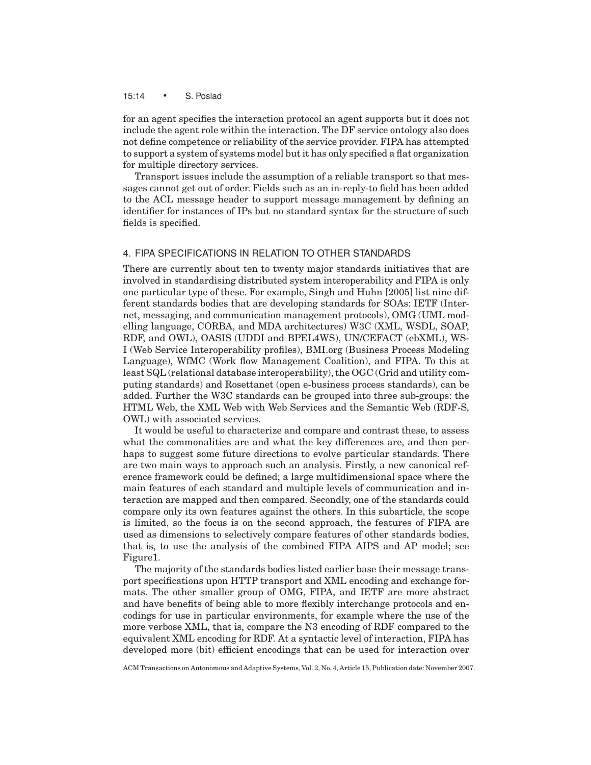for an agent specifies the interaction protocol an agent supports but it does not include the agent role within the interaction. The DF service ontology also does not define competence or reliability of the service provider. FIPA has attempted to support a system of systems model but it has only specified a flat organization for multiple directory services.

Transport issues include the assumption of a reliable transport so that messages cannot get out of order. Fields such as an in-reply-to field has been added to the ACL message header to support message management by defining an identifier for instances of IPs but no standard syntax for the structure of such fields is specified.

## 4. FIPA SPECIFICATIONS IN RELATION TO OTHER STANDARDS

There are currently about ten to twenty major standards initiatives that are involved in standardising distributed system interoperability and FIPA is only one particular type of these. For example, Singh and Huhn [2005] list nine different standards bodies that are developing standards for SOAs: IETF (Internet, messaging, and communication management protocols), OMG (UML modelling language, CORBA, and MDA architectures) W3C (XML, WSDL, SOAP, RDF, and OWL), OASIS (UDDI and BPEL4WS), UN/CEFACT (ebXML), WS-I (Web Service Interoperability profiles), BMI.org (Business Process Modeling Language), WfMC (Work flow Management Coalition), and FIPA. To this at least SQL (relational database interoperability), the OGC (Grid and utility computing standards) and Rosettanet (open e-business process standards), can be added. Further the W3C standards can be grouped into three sub-groups: the HTML Web, the XML Web with Web Services and the Semantic Web (RDF-S, OWL) with associated services.

It would be useful to characterize and compare and contrast these, to assess what the commonalities are and what the key differences are, and then perhaps to suggest some future directions to evolve particular standards. There are two main ways to approach such an analysis. Firstly, a new canonical reference framework could be defined; a large multidimensional space where the main features of each standard and multiple levels of communication and interaction are mapped and then compared. Secondly, one of the standards could compare only its own features against the others. In this subarticle, the scope is limited, so the focus is on the second approach, the features of FIPA are used as dimensions to selectively compare features of other standards bodies, that is, to use the analysis of the combined FIPA AIPS and AP model; see Figure1.

The majority of the standards bodies listed earlier base their message transport specifications upon HTTP transport and XML encoding and exchange formats. The other smaller group of OMG, FIPA, and IETF are more abstract and have benefits of being able to more flexibly interchange protocols and encodings for use in particular environments, for example where the use of the more verbose XML, that is, compare the N3 encoding of RDF compared to the equivalent XML encoding for RDF. At a syntactic level of interaction, FIPA has developed more (bit) efficient encodings that can be used for interaction over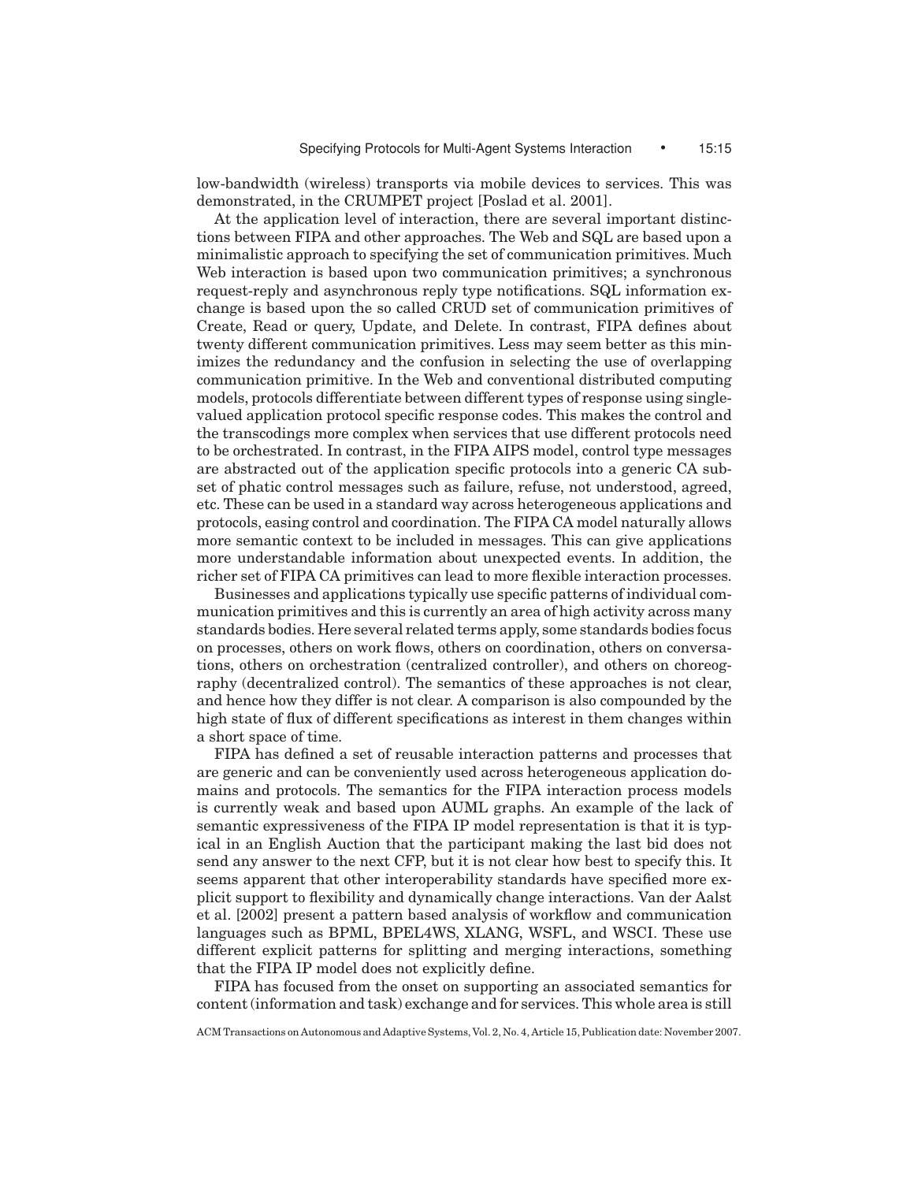low-bandwidth (wireless) transports via mobile devices to services. This was demonstrated, in the CRUMPET project [Poslad et al. 2001].

At the application level of interaction, there are several important distinctions between FIPA and other approaches. The Web and SQL are based upon a minimalistic approach to specifying the set of communication primitives. Much Web interaction is based upon two communication primitives; a synchronous request-reply and asynchronous reply type notifications. SQL information exchange is based upon the so called CRUD set of communication primitives of Create, Read or query, Update, and Delete. In contrast, FIPA defines about twenty different communication primitives. Less may seem better as this minimizes the redundancy and the confusion in selecting the use of overlapping communication primitive. In the Web and conventional distributed computing models, protocols differentiate between different types of response using single-valued application protocol specific response codes. This makes the control and the transcodings more complex when services that use different protocols need to be orchestrated. In contrast, in the FIPA AIPS model, control type messages are abstracted out of the application specific protocols into a generic CA subset of phatic control messages such as failure, refuse, not understood, agreed, etc. These can be used in a standard way across heterogeneous applications and protocols, easing control and coordination. The FIPA CA model naturally allows more semantic context to be included in messages. This can give applications more understandable information about unexpected events. In addition, the richer set of FIPA CA primitives can lead to more flexible interaction processes.

Businesses and applications typically use specific patterns of individual communication primitives and this is currently an area of high activity across many standards bodies. Here several related terms apply, some standards bodies focus on processes, others on work flows, others on coordination, others on conversations, others on orchestration (centralized controller), and others on choreography (decentralized control). The semantics of these approaches is not clear, and hence how they differ is not clear. A comparison is also compounded by the high state of flux of different specifications as interest in them changes within a short space of time.

FIPA has defined a set of reusable interaction patterns and processes that are generic and can be conveniently used across heterogeneous application domains and protocols. The semantics for the FIPA interaction process models is currently weak and based upon AUML graphs. An example of the lack of semantic expressiveness of the FIPA IP model representation is that it is typical in an English Auction that the participant making the last bid does not send any answer to the next CFP, but it is not clear how best to specify this. It seems apparent that other interoperability standards have specified more explicit support to flexibility and dynamically change interactions. Van der Aalst et al. [2002] present a pattern based analysis of workflow and communication languages such as BPML, BPEL4WS, XLANG, WSFL, and WSCI. These use different explicit patterns for splitting and merging interactions, something that the FIPA IP model does not explicitly define.

FIPA has focused from the onset on supporting an associated semantics for content (information and task) exchange and for services. This whole area is still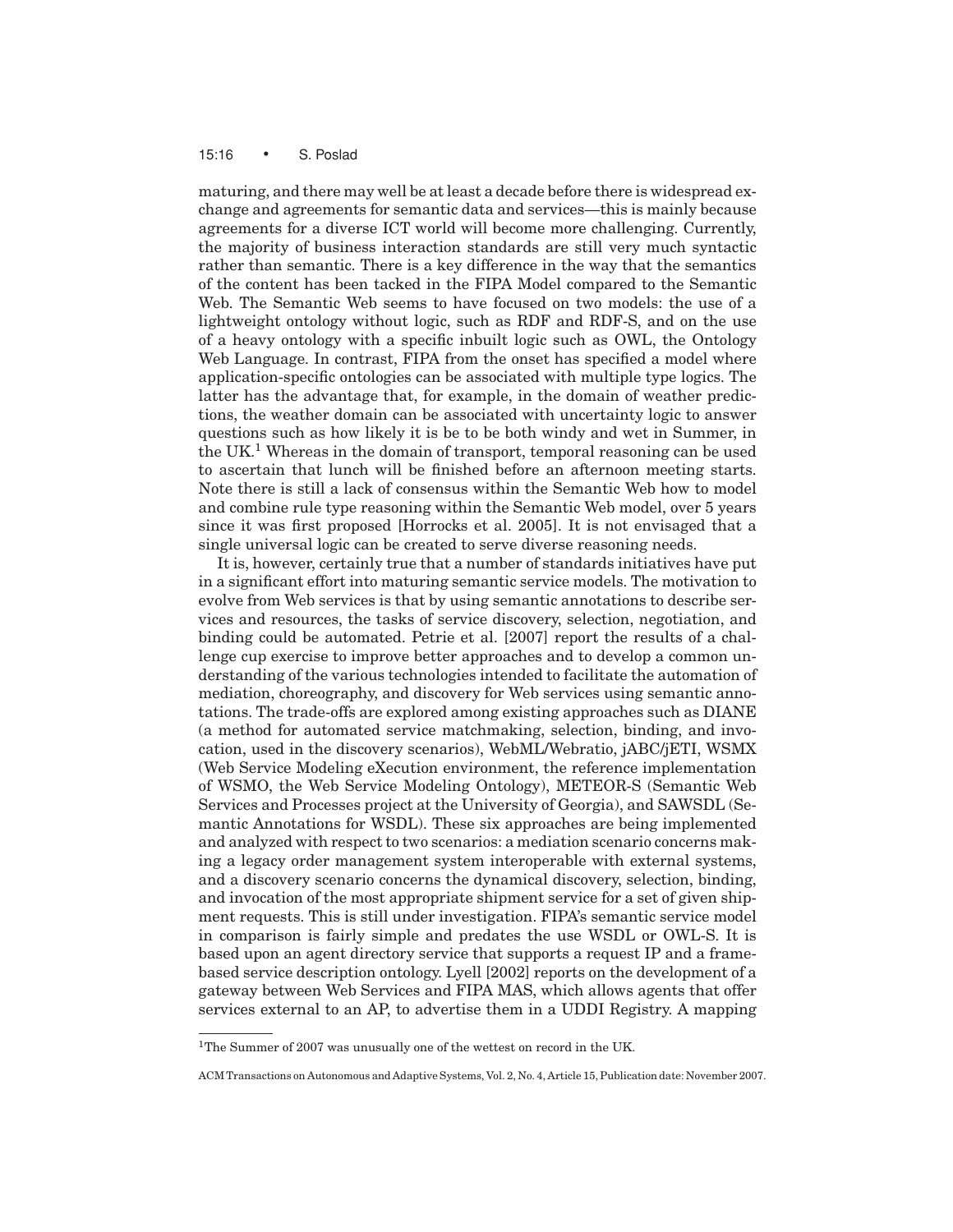maturing, and there may well be at least a decade before there is widespread exchange and agreements for semantic data and services—this is mainly because agreements for a diverse ICT world will become more challenging. Currently, the majority of business interaction standards are still very much syntactic rather than semantic. There is a key difference in the way that the semantics of the content has been tacked in the FIPA Model compared to the Semantic Web. The Semantic Web seems to have focused on two models: the use of a lightweight ontology without logic, such as RDF and RDF-S, and on the use of a heavy ontology with a specific inbuilt logic such as OWL, the Ontology Web Language. In contrast, FIPA from the onset has specified a model where application-specific ontologies can be associated with multiple type logics. The latter has the advantage that, for example, in the domain of weather predictions, the weather domain can be associated with uncertainty logic to answer questions such as how likely it is be to be both windy and wet in Summer, in the UK.[1] Whereas in the domain of transport, temporal reasoning can be used to ascertain that lunch will be finished before an afternoon meeting starts. Note there is still a lack of consensus within the Semantic Web how to model and combine rule type reasoning within the Semantic Web model, over 5 years since it was first proposed [Horrocks et al. 2005]. It is not envisaged that a single universal logic can be created to serve diverse reasoning needs.

It is, however, certainly true that a number of standards initiatives have put in a significant effort into maturing semantic service models. The motivation to evolve from Web services is that by using semantic annotations to describe services and resources, the tasks of service discovery, selection, negotiation, and binding could be automated. Petrie et al. [2007] report the results of a challenge cup exercise to improve better approaches and to develop a common understanding of the various technologies intended to facilitate the automation of mediation, choreography, and discovery for Web services using semantic annotations. The trade-offs are explored among existing approaches such as DIANE (a method for automated service matchmaking, selection, binding, and invocation, used in the discovery scenarios), WebML/Webratio, jABC/jETI, WSMX (Web Service Modeling eXecution environment, the reference implementation of WSMO, the Web Service Modeling Ontology), METEOR-S (Semantic Web Services and Processes project at the University of Georgia), and SAWSDL (Semantic Annotations for WSDL). These six approaches are being implemented and analyzed with respect to two scenarios: a mediation scenario concerns making a legacy order management system interoperable with external systems, and a discovery scenario concerns the dynamical discovery, selection, binding, and invocation of the most appropriate shipment service for a set of given shipment requests. This is still under investigation. FIPA's semantic service model in comparison is fairly simple and predates the use WSDL or OWL-S. It is based upon an agent directory service that supports a request IP and a frame-based service description ontology. Lyell [2002] reports on the development of a gateway between Web Services and FIPA MAS, which allows agents that offer services external to an AP, to advertise them in a UDDI Registry. A mapping

[1] The Summer of 2007 was unusually one of the wettest on record in the UK.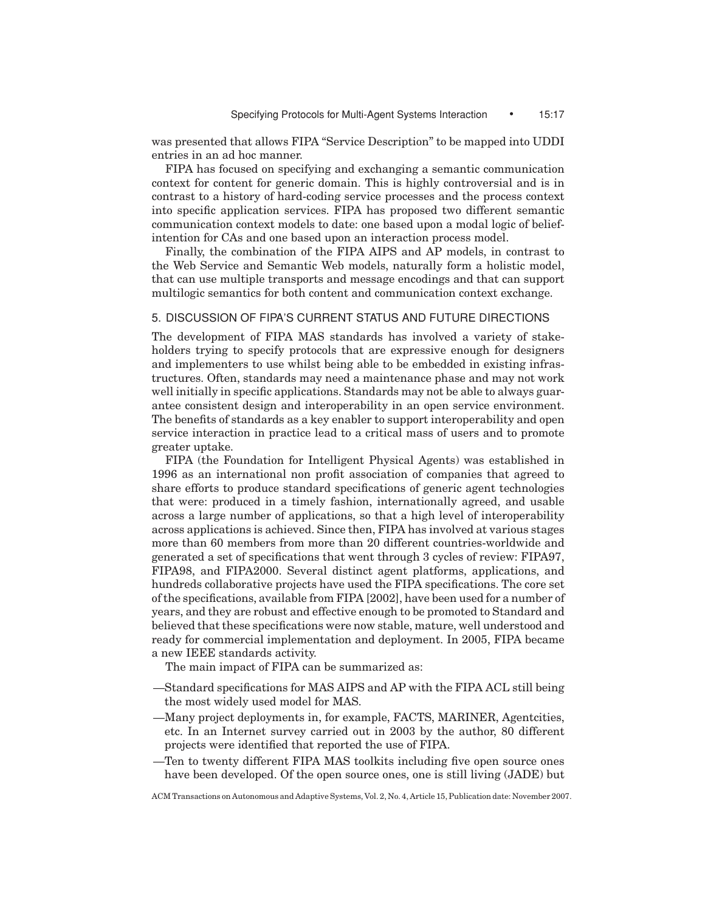was presented that allows FIPA "Service Description" to be mapped into UDDI entries in an ad hoc manner.

FIPA has focused on specifying and exchanging a semantic communication context for content for generic domain. This is highly controversial and is in contrast to a history of hard-coding service processes and the process context into specific application services. FIPA has proposed two different semantic communication context models to date: one based upon a modal logic of belief-intention for CAs and one based upon an interaction process model.

Finally, the combination of the FIPA AIPS and AP models, in contrast to the Web Service and Semantic Web models, naturally form a holistic model, that can use multiple transports and message encodings and that can support multilogic semantics for both content and communication context exchange.

## 5. DISCUSSION OF FIPA'S CURRENT STATUS AND FUTURE DIRECTIONS

The development of FIPA MAS standards has involved a variety of stakeholders trying to specify protocols that are expressive enough for designers and implementers to use whilst being able to be embedded in existing infrastructures. Often, standards may need a maintenance phase and may not work well initially in specific applications. Standards may not be able to always guarantee consistent design and interoperability in an open service environment. The benefits of standards as a key enabler to support interoperability and open service interaction in practice lead to a critical mass of users and to promote greater uptake.

FIPA (the Foundation for Intelligent Physical Agents) was established in 1996 as an international non profit association of companies that agreed to share efforts to produce standard specifications of generic agent technologies that were: produced in a timely fashion, internationally agreed, and usable across a large number of applications, so that a high level of interoperability across applications is achieved. Since then, FIPA has involved at various stages more than 60 members from more than 20 different countries-worldwide and generated a set of specifications that went through 3 cycles of review: FIPA97, FIPA98, and FIPA2000. Several distinct agent platforms, applications, and hundreds collaborative projects have used the FIPA specifications. The core set of the specifications, available from FIPA [2002], have been used for a number of years, and they are robust and effective enough to be promoted to Standard and believed that these specifications were now stable, mature, well understood and ready for commercial implementation and deployment. In 2005, FIPA became a new IEEE standards activity.

The main impact of FIPA can be summarized as:

—Standard specifications for MAS AIPS and AP with the FIPA ACL still being the most widely used model for MAS.

—Many project deployments in, for example, FACTS, MARINER, Agentcities, etc. In an Internet survey carried out in 2003 by the author, 80 different projects were identified that reported the use of FIPA.

—Ten to twenty different FIPA MAS toolkits including five open source ones have been developed. Of the open source ones, one is still living (JADE) but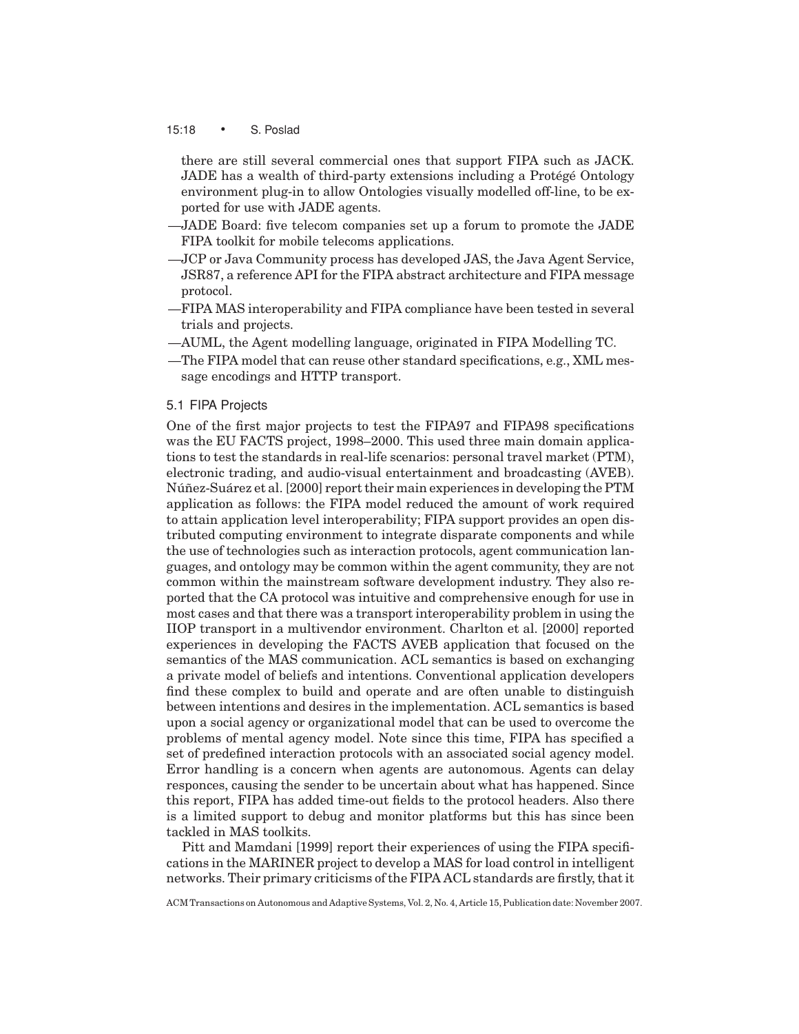there are still several commercial ones that support FIPA such as JACK. JADE has a wealth of third-party extensions including a Protégé Ontology environment plug-in to allow Ontologies visually modelled off-line, to be exported for use with JADE agents.

—JADE Board: five telecom companies set up a forum to promote the JADE FIPA toolkit for mobile telecoms applications.

—JCP or Java Community process has developed JAS, the Java Agent Service, JSR87, a reference API for the FIPA abstract architecture and FIPA message protocol.

—FIPA MAS interoperability and FIPA compliance have been tested in several trials and projects.

—AUML, the Agent modelling language, originated in FIPA Modelling TC.

—The FIPA model that can reuse other standard specifications, e.g., XML message encodings and HTTP transport.

### 5.1 FIPA Projects

One of the first major projects to test the FIPA97 and FIPA98 specifications was the EU FACTS project, 1998–2000. This used three main domain applications to test the standards in real-life scenarios: personal travel market (PTM), electronic trading, and audio-visual entertainment and broadcasting (AVEB). Núñez-Suárez et al. [2000] report their main experiences in developing the PTM application as follows: the FIPA model reduced the amount of work required to attain application level interoperability; FIPA support provides an open distributed computing environment to integrate disparate components and while the use of technologies such as interaction protocols, agent communication languages, and ontology may be common within the agent community, they are not common within the mainstream software development industry. They also reported that the CA protocol was intuitive and comprehensive enough for use in most cases and that there was a transport interoperability problem in using the IIOP transport in a multivendor environment. Charlton et al. [2000] reported experiences in developing the FACTS AVEB application that focused on the semantics of the MAS communication. ACL semantics is based on exchanging a private model of beliefs and intentions. Conventional application developers find these complex to build and operate and are often unable to distinguish between intentions and desires in the implementation. ACL semantics is based upon a social agency or organizational model that can be used to overcome the problems of mental agency model. Note since this time, FIPA has specified a set of predefined interaction protocols with an associated social agency model. Error handling is a concern when agents are autonomous. Agents can delay responces, causing the sender to be uncertain about what has happened. Since this report, FIPA has added time-out fields to the protocol headers. Also there is a limited support to debug and monitor platforms but this has since been tackled in MAS toolkits.

Pitt and Mamdani [1999] report their experiences of using the FIPA specifications in the MARINER project to develop a MAS for load control in intelligent networks. Their primary criticisms of the FIPA ACL standards are firstly, that it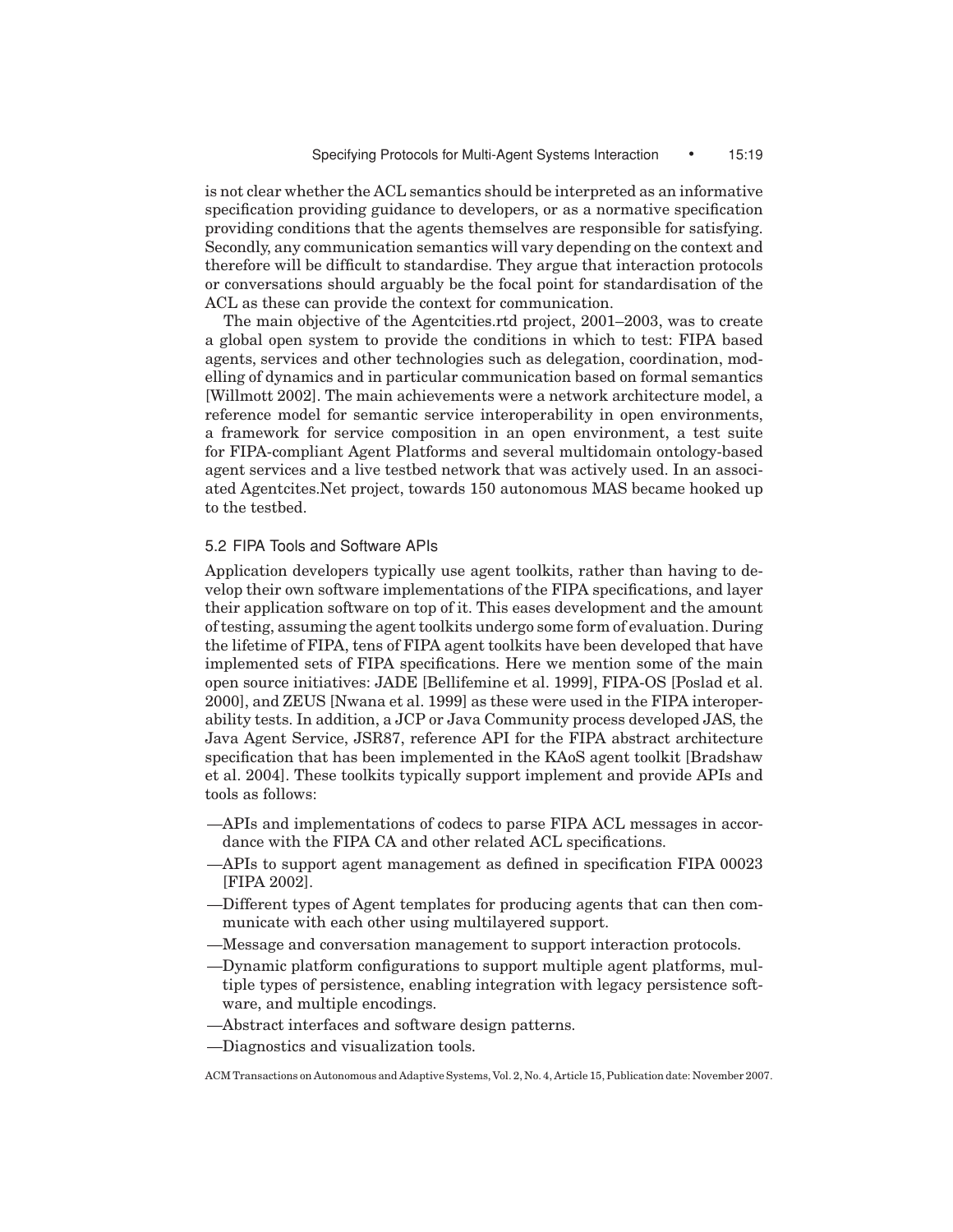is not clear whether the ACL semantics should be interpreted as an informative specification providing guidance to developers, or as a normative specification providing conditions that the agents themselves are responsible for satisfying. Secondly, any communication semantics will vary depending on the context and therefore will be difficult to standardise. They argue that interaction protocols or conversations should arguably be the focal point for standardisation of the ACL as these can provide the context for communication.

The main objective of the Agentcities.rtd project, 2001–2003, was to create a global open system to provide the conditions in which to test: FIPA based agents, services and other technologies such as delegation, coordination, modelling of dynamics and in particular communication based on formal semantics [Willmott 2002]. The main achievements were a network architecture model, a reference model for semantic service interoperability in open environments, a framework for service composition in an open environment, a test suite for FIPA-compliant Agent Platforms and several multidomain ontology-based agent services and a live testbed network that was actively used. In an associated Agentcites.Net project, towards 150 autonomous MAS became hooked up to the testbed.

### 5.2 FIPA Tools and Software APIs

Application developers typically use agent toolkits, rather than having to develop their own software implementations of the FIPA specifications, and layer their application software on top of it. This eases development and the amount of testing, assuming the agent toolkits undergo some form of evaluation. During the lifetime of FIPA, tens of FIPA agent toolkits have been developed that have implemented sets of FIPA specifications. Here we mention some of the main open source initiatives: JADE [Bellifemine et al. 1999], FIPA-OS [Poslad et al. 2000], and ZEUS [Nwana et al. 1999] as these were used in the FIPA interoperability tests. In addition, a JCP or Java Community process developed JAS, the Java Agent Service, JSR87, reference API for the FIPA abstract architecture specification that has been implemented in the KAoS agent toolkit [Bradshaw et al. 2004]. These toolkits typically support implement and provide APIs and tools as follows:

—APIs and implementations of codecs to parse FIPA ACL messages in accordance with the FIPA CA and other related ACL specifications.
—APIs to support agent management as defined in specification FIPA 00023 [FIPA 2002].
—Different types of Agent templates for producing agents that can then communicate with each other using multilayered support.
—Message and conversation management to support interaction protocols.
—Dynamic platform configurations to support multiple agent platforms, multiple types of persistence, enabling integration with legacy persistence software, and multiple encodings.
—Abstract interfaces and software design patterns.
—Diagnostics and visualization tools.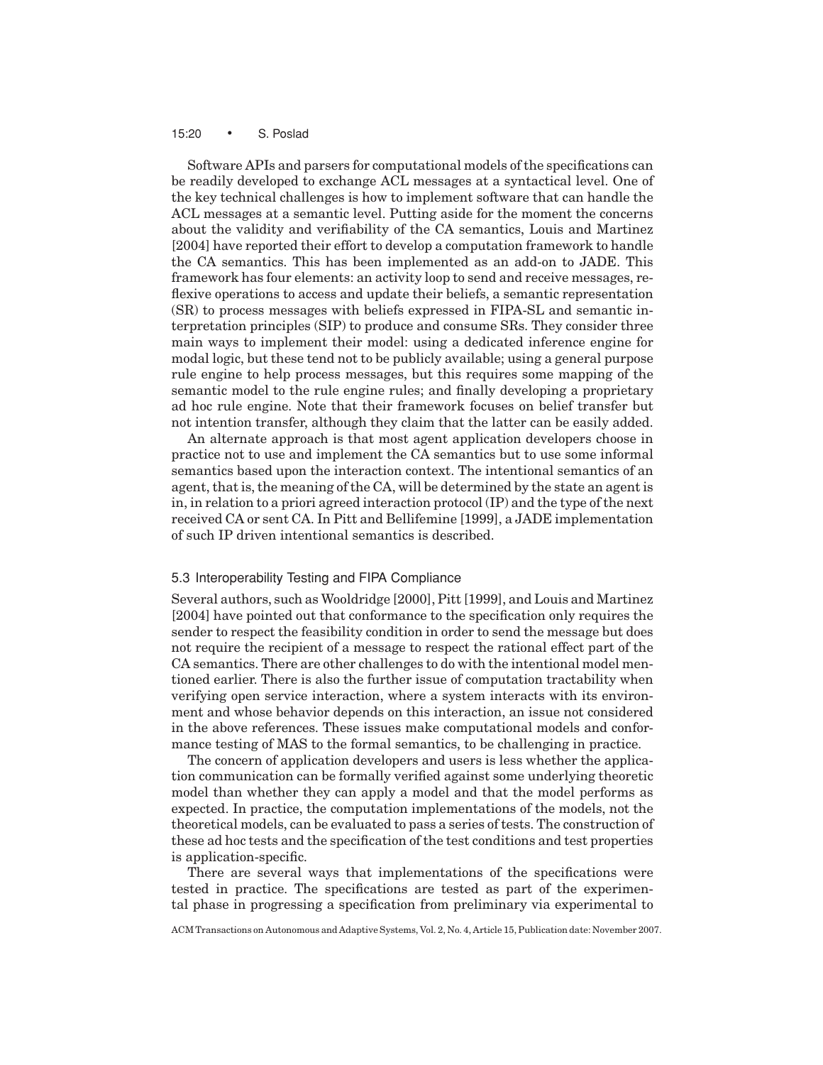Software APIs and parsers for computational models of the specifications can be readily developed to exchange ACL messages at a syntactical level. One of the key technical challenges is how to implement software that can handle the ACL messages at a semantic level. Putting aside for the moment the concerns about the validity and verifiability of the CA semantics, Louis and Martinez [2004] have reported their effort to develop a computation framework to handle the CA semantics. This has been implemented as an add-on to JADE. This framework has four elements: an activity loop to send and receive messages, reflexive operations to access and update their beliefs, a semantic representation (SR) to process messages with beliefs expressed in FIPA-SL and semantic interpretation principles (SIP) to produce and consume SRs. They consider three main ways to implement their model: using a dedicated inference engine for modal logic, but these tend not to be publicly available; using a general purpose rule engine to help process messages, but this requires some mapping of the semantic model to the rule engine rules; and finally developing a proprietary ad hoc rule engine. Note that their framework focuses on belief transfer but not intention transfer, although they claim that the latter can be easily added.

An alternate approach is that most agent application developers choose in practice not to use and implement the CA semantics but to use some informal semantics based upon the interaction context. The intentional semantics of an agent, that is, the meaning of the CA, will be determined by the state an agent is in, in relation to a priori agreed interaction protocol (IP) and the type of the next received CA or sent CA. In Pitt and Bellifemine [1999], a JADE implementation of such IP driven intentional semantics is described.

### 5.3 Interoperability Testing and FIPA Compliance

Several authors, such as Wooldridge [2000], Pitt [1999], and Louis and Martinez [2004] have pointed out that conformance to the specification only requires the sender to respect the feasibility condition in order to send the message but does not require the recipient of a message to respect the rational effect part of the CA semantics. There are other challenges to do with the intentional model mentioned earlier. There is also the further issue of computation tractability when verifying open service interaction, where a system interacts with its environment and whose behavior depends on this interaction, an issue not considered in the above references. These issues make computational models and conformance testing of MAS to the formal semantics, to be challenging in practice.

The concern of application developers and users is less whether the application communication can be formally verified against some underlying theoretic model than whether they can apply a model and that the model performs as expected. In practice, the computation implementations of the models, not the theoretical models, can be evaluated to pass a series of tests. The construction of these ad hoc tests and the specification of the test conditions and test properties is application-specific.

There are several ways that implementations of the specifications were tested in practice. The specifications are tested as part of the experimental phase in progressing a specification from preliminary via experimental to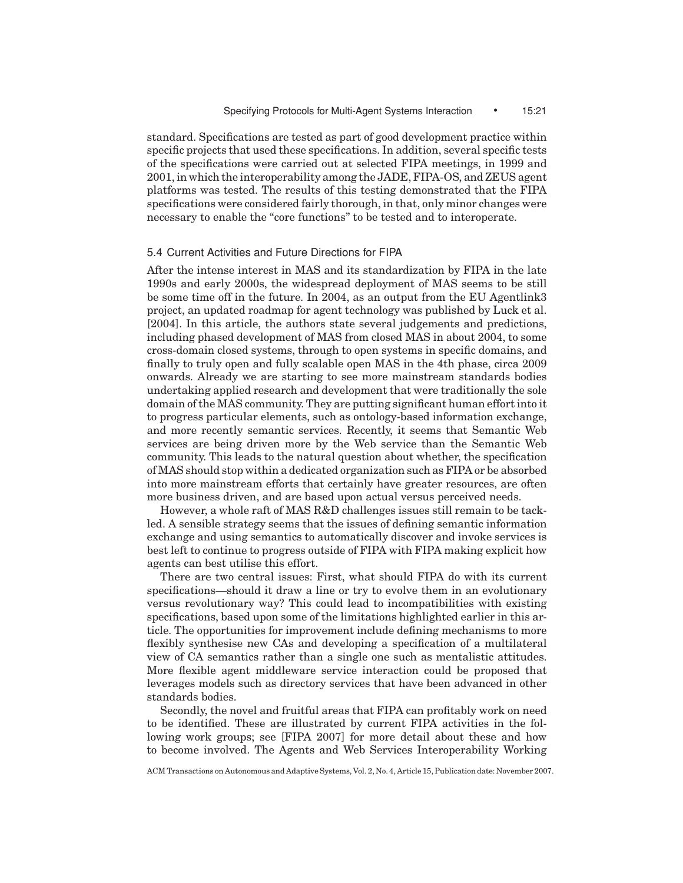standard. Specifications are tested as part of good development practice within specific projects that used these specifications. In addition, several specific tests of the specifications were carried out at selected FIPA meetings, in 1999 and 2001, in which the interoperability among the JADE, FIPA-OS, and ZEUS agent platforms was tested. The results of this testing demonstrated that the FIPA specifications were considered fairly thorough, in that, only minor changes were necessary to enable the "core functions" to be tested and to interoperate.

### 5.4 Current Activities and Future Directions for FIPA

After the intense interest in MAS and its standardization by FIPA in the late 1990s and early 2000s, the widespread deployment of MAS seems to be still be some time off in the future. In 2004, as an output from the EU Agentlink3 project, an updated roadmap for agent technology was published by Luck et al. [2004]. In this article, the authors state several judgements and predictions, including phased development of MAS from closed MAS in about 2004, to some cross-domain closed systems, through to open systems in specific domains, and finally to truly open and fully scalable open MAS in the 4th phase, circa 2009 onwards. Already we are starting to see more mainstream standards bodies undertaking applied research and development that were traditionally the sole domain of the MAS community. They are putting significant human effort into it to progress particular elements, such as ontology-based information exchange, and more recently semantic services. Recently, it seems that Semantic Web services are being driven more by the Web service than the Semantic Web community. This leads to the natural question about whether, the specification of MAS should stop within a dedicated organization such as FIPA or be absorbed into more mainstream efforts that certainly have greater resources, are often more business driven, and are based upon actual versus perceived needs.

However, a whole raft of MAS R&D challenges issues still remain to be tackled. A sensible strategy seems that the issues of defining semantic information exchange and using semantics to automatically discover and invoke services is best left to continue to progress outside of FIPA with FIPA making explicit how agents can best utilise this effort.

There are two central issues: First, what should FIPA do with its current specifications—should it draw a line or try to evolve them in an evolutionary versus revolutionary way? This could lead to incompatibilities with existing specifications, based upon some of the limitations highlighted earlier in this article. The opportunities for improvement include defining mechanisms to more flexibly synthesise new CAs and developing a specification of a multilateral view of CA semantics rather than a single one such as mentalistic attitudes. More flexible agent middleware service interaction could be proposed that leverages models such as directory services that have been advanced in other standards bodies.

Secondly, the novel and fruitful areas that FIPA can profitably work on need to be identified. These are illustrated by current FIPA activities in the following work groups; see [FIPA 2007] for more detail about these and how to become involved. The Agents and Web Services Interoperability Working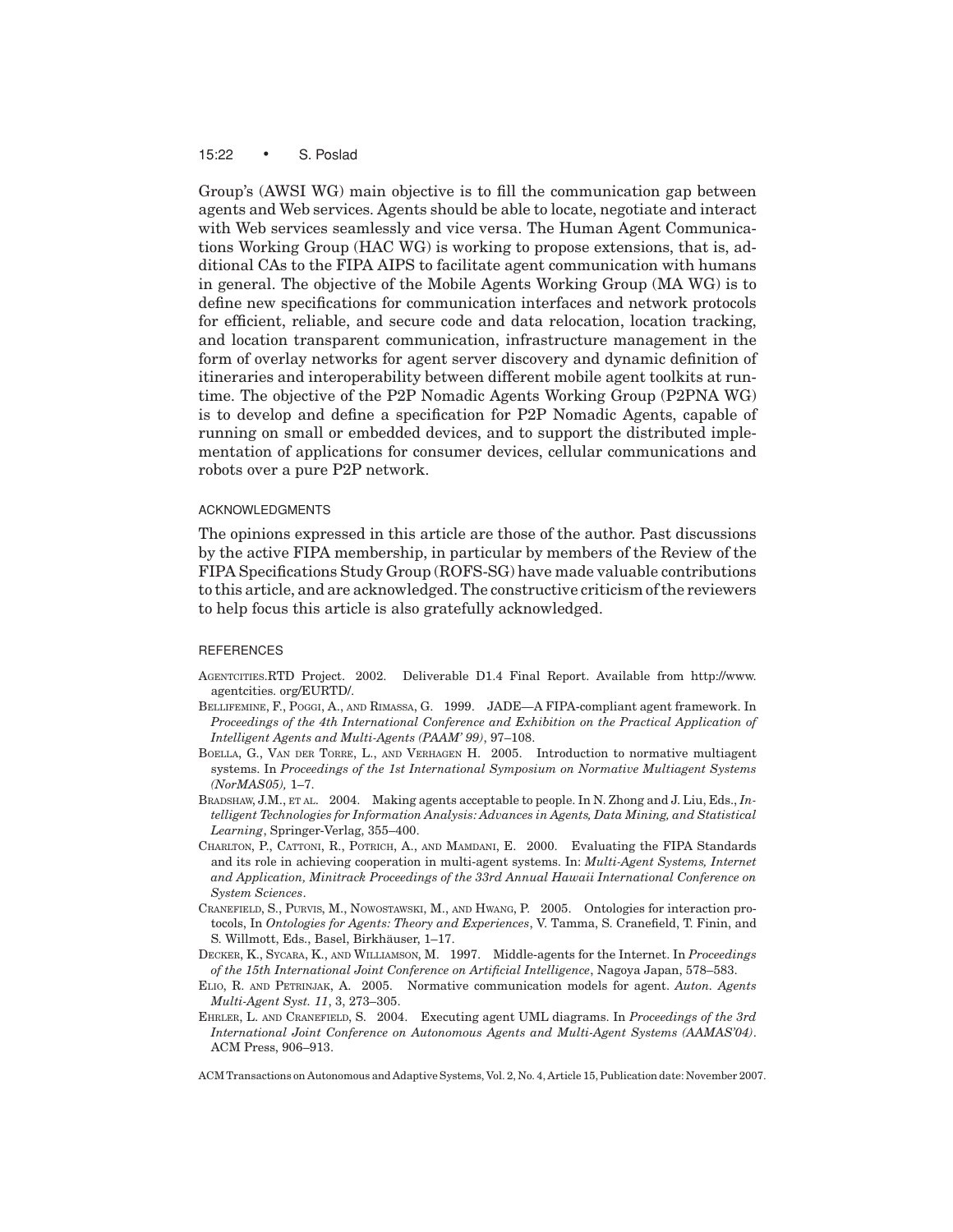Group's (AWSI WG) main objective is to fill the communication gap between agents and Web services. Agents should be able to locate, negotiate and interact with Web services seamlessly and vice versa. The Human Agent Communications Working Group (HAC WG) is working to propose extensions, that is, additional CAs to the FIPA AIPS to facilitate agent communication with humans in general. The objective of the Mobile Agents Working Group (MA WG) is to define new specifications for communication interfaces and network protocols for efficient, reliable, and secure code and data relocation, location tracking, and location transparent communication, infrastructure management in the form of overlay networks for agent server discovery and dynamic definition of itineraries and interoperability between different mobile agent toolkits at runtime. The objective of the P2P Nomadic Agents Working Group (P2PNA WG) is to develop and define a specification for P2P Nomadic Agents, capable of running on small or embedded devices, and to support the distributed implementation of applications for consumer devices, cellular communications and robots over a pure P2P network.

## ACKNOWLEDGMENTS

The opinions expressed in this article are those of the author. Past discussions by the active FIPA membership, in particular by members of the Review of the FIPA Specifications Study Group (ROFS-SG) have made valuable contributions to this article, and are acknowledged. The constructive criticism of the reviewers to help focus this article is also gratefully acknowledged.

## REFERENCES

AGENTCITIES.RTD Project. 2002. Deliverable D1.4 Final Report. Available from http://www.agentcities.org/EURTD/.

BELLIFEMINE, F., POGGI, A., AND RIMASSA, G. 1999. JADE—A FIPA-compliant agent framework. In *Proceedings of the 4th International Conference and Exhibition on the Practical Application of Intelligent Agents and Multi-Agents (PAAM' 99)*, 97–108.

BOELLA, G., VAN DER TORRE, L., AND VERHAGEN H. 2005. Introduction to normative multiagent systems. In *Proceedings of the 1st International Symposium on Normative Multiagent Systems (NorMAS05),* 1–7.

BRADSHAW, J.M., ET AL. 2004. Making agents acceptable to people. In N. Zhong and J. Liu, Eds., *Intelligent Technologies for Information Analysis: Advances in Agents, Data Mining, and Statistical Learning*, Springer-Verlag, 355–400.

CHARLTON, P., CATTONI, R., POTRICH, A., AND MAMDANI, E. 2000. Evaluating the FIPA Standards and its role in achieving cooperation in multi-agent systems. In: *Multi-Agent Systems, Internet and Application, Minitrack Proceedings of the 33rd Annual Hawaii International Conference on System Sciences*.

CRANEFIELD, S., PURVIS, M., NOWOSTAWSKI, M., AND HWANG, P. 2005. Ontologies for interaction protocols, In *Ontologies for Agents: Theory and Experiences*, V. Tamma, S. Cranefield, T. Finin, and S. Willmott, Eds., Basel, Birkhäuser, 1–17.

DECKER, K., SYCARA, K., AND WILLIAMSON, M. 1997. Middle-agents for the Internet. In *Proceedings of the 15th International Joint Conference on Artificial Intelligence*, Nagoya Japan, 578–583.

ELIO, R. AND PETRINJAK, A. 2005. Normative communication models for agent. *Auton. Agents Multi-Agent Syst. 11*, 3, 273–305.

EHRLER, L. AND CRANEFIELD, S. 2004. Executing agent UML diagrams. In *Proceedings of the 3rd International Joint Conference on Autonomous Agents and Multi-Agent Systems (AAMAS'04)*. ACM Press, 906–913.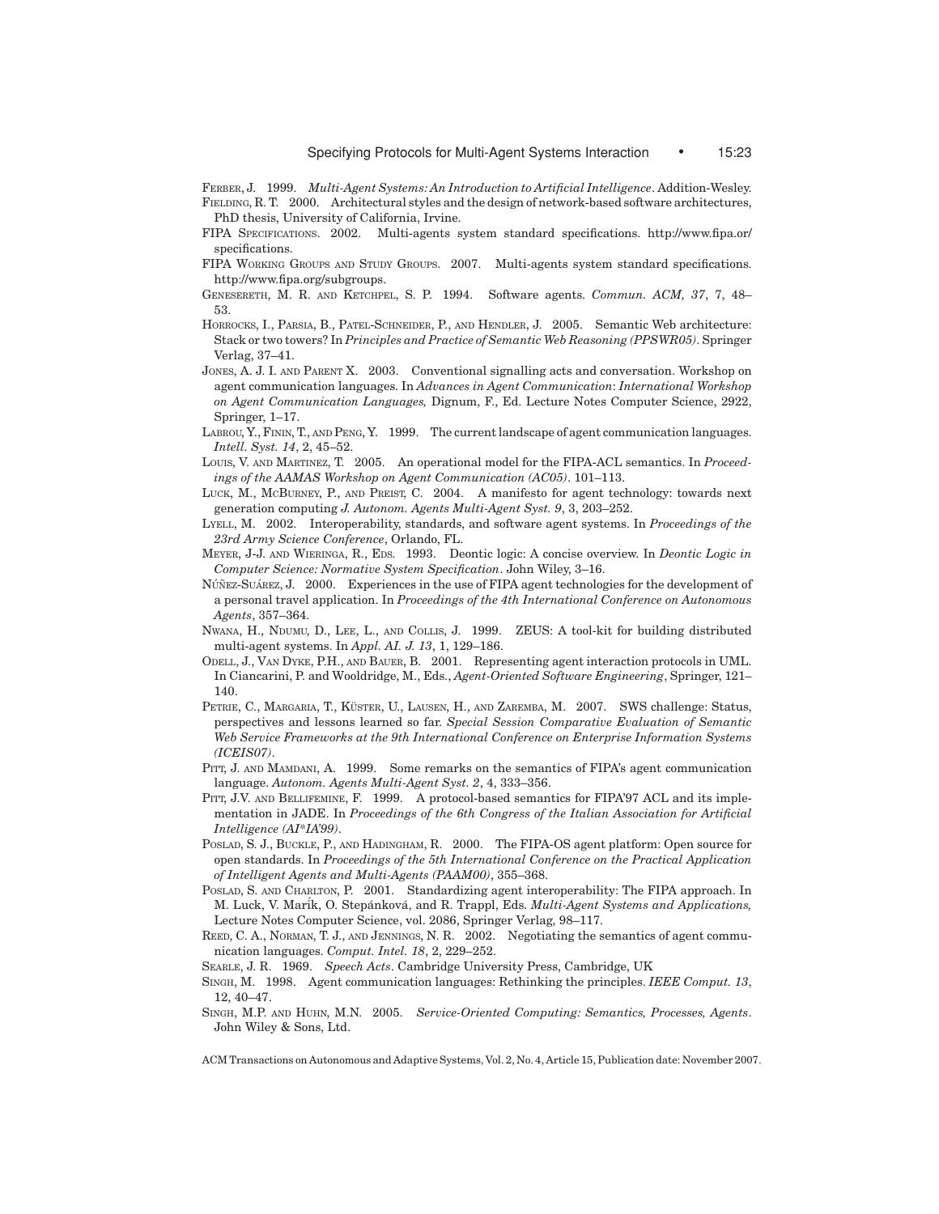Ferber, J. 1999. *Multi-Agent Systems: An Introduction to Artificial Intelligence*. Addition-Wesley.

Fielding, R. T. 2000. Architectural styles and the design of network-based software architectures, PhD thesis, University of California, Irvine.

FIPA Specifications. 2002. Multi-agents system standard specifications. http://www.fipa.or/specifications.

FIPA Working Groups and Study Groups. 2007. Multi-agents system standard specifications. http://www.fipa.org/subgroups.

Genesereth, M. R. and Ketchpel, S. P. 1994. Software agents. *Commun. ACM, 37*, 7, 48–53.

Horrocks, I., Parsia, B., Patel-Schneider, P., and Hendler, J. 2005. Semantic Web architecture: Stack or two towers? In *Principles and Practice of Semantic Web Reasoning (PPSWR05)*. Springer Verlag, 37–41.

Jones, A. J. I. and Parent X. 2003. Conventional signalling acts and conversation. Workshop on agent communication languages. In *Advances in Agent Communication: International Workshop on Agent Communication Languages,* Dignum, F., Ed. Lecture Notes Computer Science, 2922, Springer, 1–17.

Labrou, Y., Finin, T., and Peng, Y. 1999. The current landscape of agent communication languages. *Intell. Syst. 14*, 2, 45–52.

Louis, V. and Martinez, T. 2005. An operational model for the FIPA-ACL semantics. In *Proceedings of the AAMAS Workshop on Agent Communication (AC05)*. 101–113.

Luck, M., McBurney, P., and Preist, C. 2004. A manifesto for agent technology: towards next generation computing *J. Autonom. Agents Multi-Agent Syst. 9*, 3, 203–252.

Lyell, M. 2002. Interoperability, standards, and software agent systems. In *Proceedings of the 23rd Army Science Conference*, Orlando, FL.

Meyer, J-J. and Wieringa, R., Eds. 1993. Deontic logic: A concise overview. In *Deontic Logic in Computer Science: Normative System Specification*. John Wiley, 3–16.

Núñez-Suárez, J. 2000. Experiences in the use of FIPA agent technologies for the development of a personal travel application. In *Proceedings of the 4th International Conference on Autonomous Agents*, 357–364.

Nwana, H., Ndumu, D., Lee, L., and Collis, J. 1999. ZEUS: A tool-kit for building distributed multi-agent systems. In *Appl. AI. J. 13*, 1, 129–186.

Odell, J., Van Dyke, P.H., and Bauer, B. 2001. Representing agent interaction protocols in UML. In Ciancarini, P. and Wooldridge, M., Eds., *Agent-Oriented Software Engineering*, Springer, 121–140.

Petrie, C., Margaria, T., Küster, U., Lausen, H., and Zaremba, M. 2007. SWS challenge: Status, perspectives and lessons learned so far. *Special Session Comparative Evaluation of Semantic Web Service Frameworks at the 9th International Conference on Enterprise Information Systems (ICEIS07)*.

Pitt, J. and Mamdani, A. 1999. Some remarks on the semantics of FIPA's agent communication language. *Autonom. Agents Multi-Agent Syst. 2*, 4, 333–356.

Pitt, J.V. and Bellifemine, F. 1999. A protocol-based semantics for FIPA'97 ACL and its implementation in JADE. In *Proceedings of the 6th Congress of the Italian Association for Artificial Intelligence (AI*IA'99)*.

Poslad, S. J., Buckle, P., and Hadingham, R. 2000. The FIPA-OS agent platform: Open source for open standards. In *Proceedings of the 5th International Conference on the Practical Application of Intelligent Agents and Multi-Agents (PAAM00)*, 355–368.

Poslad, S. and Charlton, P. 2001. Standardizing agent interoperability: The FIPA approach. In M. Luck, V. Marík, O. Stepánková, and R. Trappl, Eds. *Multi-Agent Systems and Applications,* Lecture Notes Computer Science, vol. 2086, Springer Verlag, 98–117.

Reed, C. A., Norman, T. J., and Jennings, N. R. 2002. Negotiating the semantics of agent communication languages. *Comput. Intel. 18*, 2, 229–252.

Searle, J. R. 1969. *Speech Acts*. Cambridge University Press, Cambridge, UK

Singh, M. 1998. Agent communication languages: Rethinking the principles. *IEEE Comput. 13*, 12, 40–47.

Singh, M.P. and Huhn, M.N. 2005. *Service-Oriented Computing: Semantics, Processes, Agents*. John Wiley & Sons, Ltd.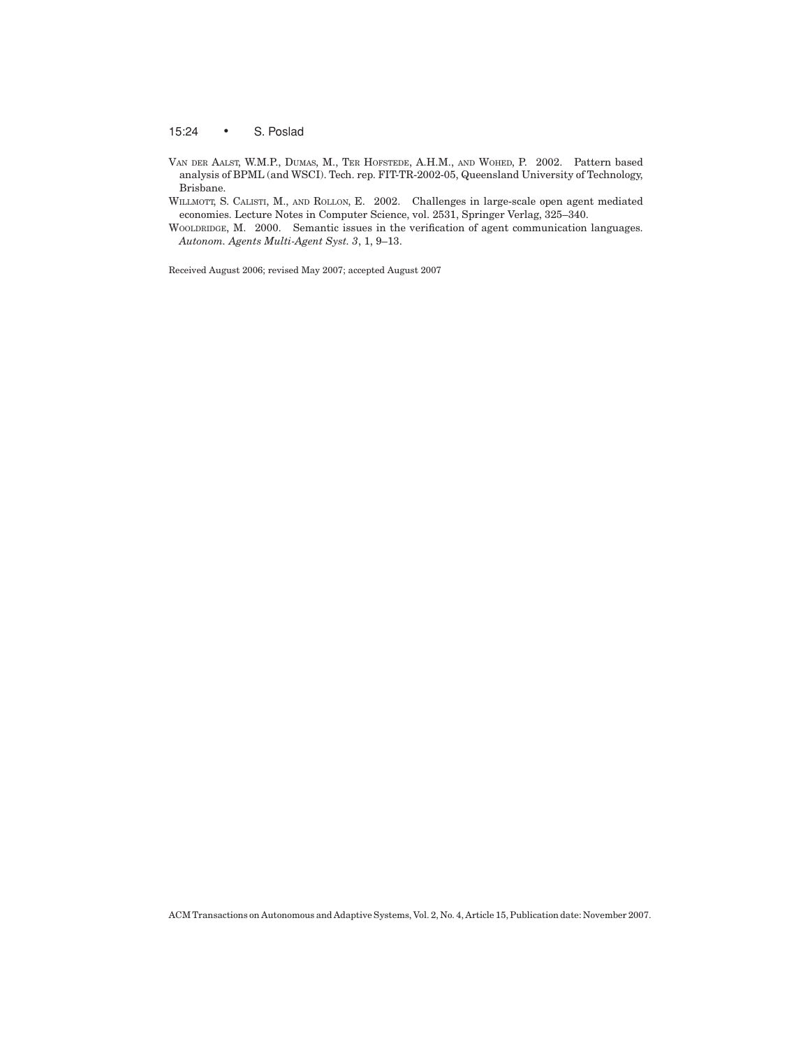VAN DER AALST, W.M.P., DUMAS, M., TER HOFSTEDE, A.H.M., AND WOHED, P. 2002. Pattern based analysis of BPML (and WSCI). Tech. rep. FIT-TR-2002-05, Queensland University of Technology, Brisbane.

WILLMOTT, S. CALISTI, M., AND ROLLON, E. 2002. Challenges in large-scale open agent mediated economies. Lecture Notes in Computer Science, vol. 2531, Springer Verlag, 325–340.

WOOLDRIDGE, M. 2000. Semantic issues in the verification of agent communication languages. *Autonom. Agents Multi-Agent Syst. 3*, 1, 9–13.

Received August 2006; revised May 2007; accepted August 2007